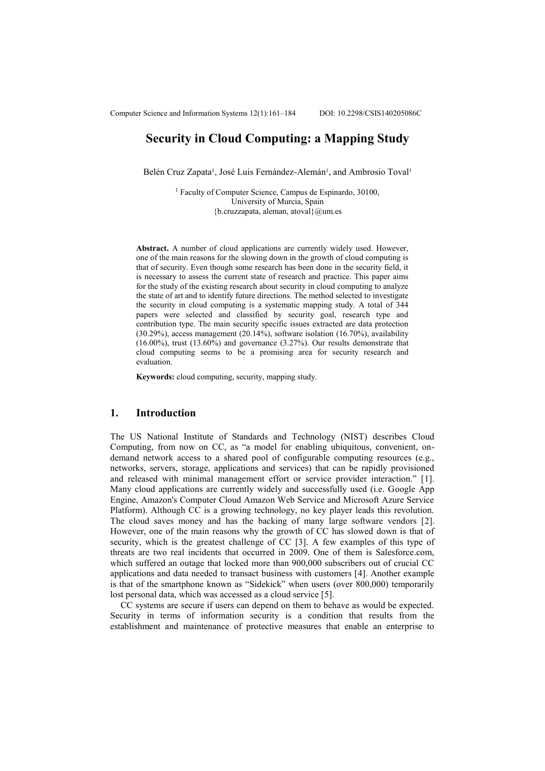# Security in Cloud Computing: a Mapping Study

Belén Cruz Zapata[1], José Luis Fernández-Alemán[1], and Ambrosio Toval[1]

[1] Faculty of Computer Science, Campus de Espinardo, 30100,
University of Murcia, Spain
{b.cruzzapata, aleman, atoval}@um.es

**Abstract.** A number of cloud applications are currently widely used. However, one of the main reasons for the slowing down in the growth of cloud computing is that of security. Even though some research has been done in the security field, it is necessary to assess the current state of research and practice. This paper aims for the study of the existing research about security in cloud computing to analyze the state of art and to identify future directions. The method selected to investigate the security in cloud computing is a systematic mapping study. A total of 344 papers were selected and classified by security goal, research type and contribution type. The main security specific issues extracted are data protection (30.29%), access management (20.14%), software isolation (16.70%), availability (16.00%), trust (13.60%) and governance (3.27%). Our results demonstrate that cloud computing seems to be a promising area for security research and evaluation.

**Keywords:** cloud computing, security, mapping study.

## 1. Introduction

The US National Institute of Standards and Technology (NIST) describes Cloud Computing, from now on CC, as "a model for enabling ubiquitous, convenient, on-demand network access to a shared pool of configurable computing resources (e.g., networks, servers, storage, applications and services) that can be rapidly provisioned and released with minimal management effort or service provider interaction." [1]. Many cloud applications are currently widely and successfully used (i.e. Google App Engine, Amazon's Computer Cloud Amazon Web Service and Microsoft Azure Service Platform). Although CC is a growing technology, no key player leads this revolution. The cloud saves money and has the backing of many large software vendors [2]. However, one of the main reasons why the growth of CC has slowed down is that of security, which is the greatest challenge of CC [3]. A few examples of this type of threats are two real incidents that occurred in 2009. One of them is Salesforce.com, which suffered an outage that locked more than 900,000 subscribers out of crucial CC applications and data needed to transact business with customers [4]. Another example is that of the smartphone known as "Sidekick" when users (over 800,000) temporarily lost personal data, which was accessed as a cloud service [5].

CC systems are secure if users can depend on them to behave as would be expected. Security in terms of information security is a condition that results from the establishment and maintenance of protective measures that enable an enterprise to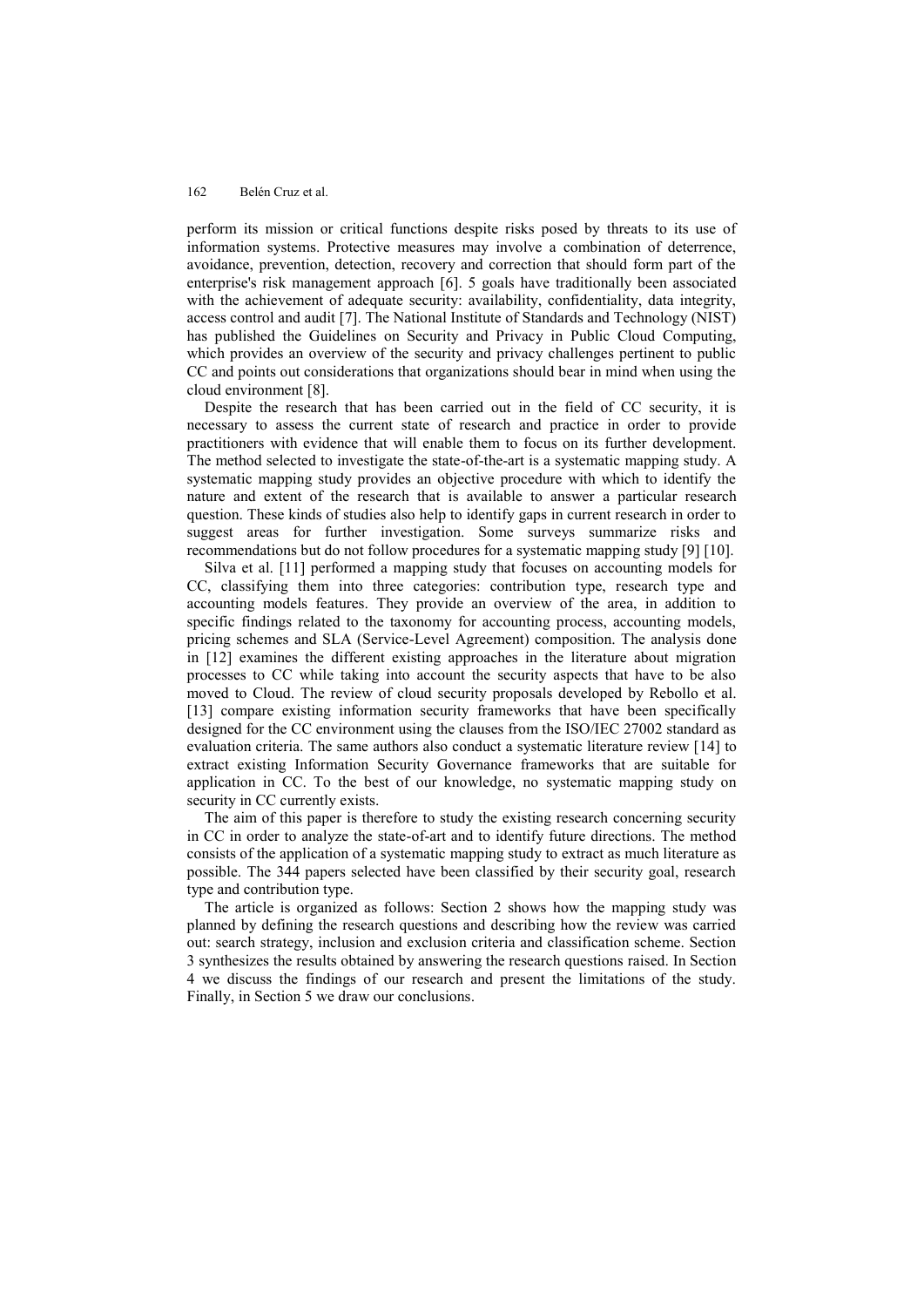perform its mission or critical functions despite risks posed by threats to its use of information systems. Protective measures may involve a combination of deterrence, avoidance, prevention, detection, recovery and correction that should form part of the enterprise's risk management approach [6]. 5 goals have traditionally been associated with the achievement of adequate security: availability, confidentiality, data integrity, access control and audit [7]. The National Institute of Standards and Technology (NIST) has published the Guidelines on Security and Privacy in Public Cloud Computing, which provides an overview of the security and privacy challenges pertinent to public CC and points out considerations that organizations should bear in mind when using the cloud environment [8].

Despite the research that has been carried out in the field of CC security, it is necessary to assess the current state of research and practice in order to provide practitioners with evidence that will enable them to focus on its further development. The method selected to investigate the state-of-the-art is a systematic mapping study. A systematic mapping study provides an objective procedure with which to identify the nature and extent of the research that is available to answer a particular research question. These kinds of studies also help to identify gaps in current research in order to suggest areas for further investigation. Some surveys summarize risks and recommendations but do not follow procedures for a systematic mapping study [9] [10].

Silva et al. [11] performed a mapping study that focuses on accounting models for CC, classifying them into three categories: contribution type, research type and accounting models features. They provide an overview of the area, in addition to specific findings related to the taxonomy for accounting process, accounting models, pricing schemes and SLA (Service-Level Agreement) composition. The analysis done in [12] examines the different existing approaches in the literature about migration processes to CC while taking into account the security aspects that have to be also moved to Cloud. The review of cloud security proposals developed by Rebollo et al. [13] compare existing information security frameworks that have been specifically designed for the CC environment using the clauses from the ISO/IEC 27002 standard as evaluation criteria. The same authors also conduct a systematic literature review [14] to extract existing Information Security Governance frameworks that are suitable for application in CC. To the best of our knowledge, no systematic mapping study on security in CC currently exists.

The aim of this paper is therefore to study the existing research concerning security in CC in order to analyze the state-of-art and to identify future directions. The method consists of the application of a systematic mapping study to extract as much literature as possible. The 344 papers selected have been classified by their security goal, research type and contribution type.

The article is organized as follows: Section 2 shows how the mapping study was planned by defining the research questions and describing how the review was carried out: search strategy, inclusion and exclusion criteria and classification scheme. Section 3 synthesizes the results obtained by answering the research questions raised. In Section 4 we discuss the findings of our research and present the limitations of the study. Finally, in Section 5 we draw our conclusions.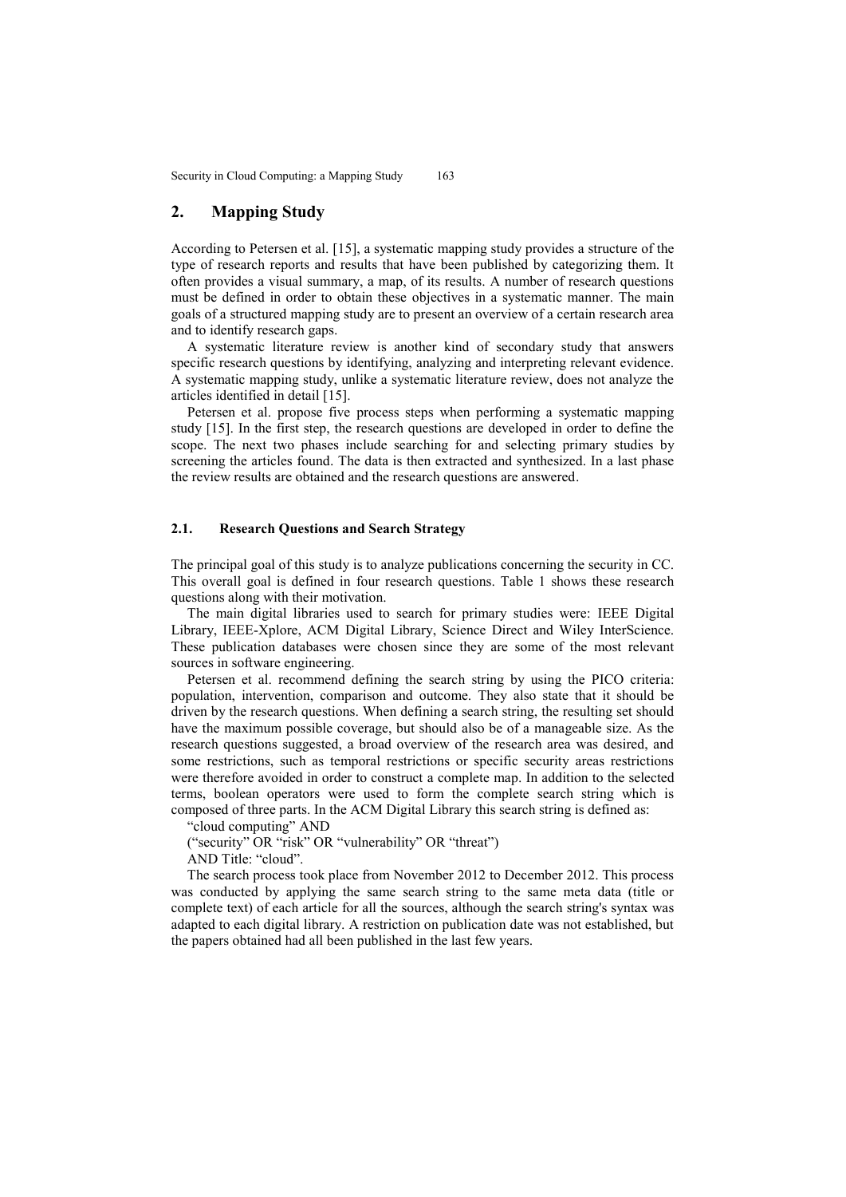## 2. Mapping Study

According to Petersen et al. [15], a systematic mapping study provides a structure of the type of research reports and results that have been published by categorizing them. It often provides a visual summary, a map, of its results. A number of research questions must be defined in order to obtain these objectives in a systematic manner. The main goals of a structured mapping study are to present an overview of a certain research area and to identify research gaps.

A systematic literature review is another kind of secondary study that answers specific research questions by identifying, analyzing and interpreting relevant evidence. A systematic mapping study, unlike a systematic literature review, does not analyze the articles identified in detail [15].

Petersen et al. propose five process steps when performing a systematic mapping study [15]. In the first step, the research questions are developed in order to define the scope. The next two phases include searching for and selecting primary studies by screening the articles found. The data is then extracted and synthesized. In a last phase the review results are obtained and the research questions are answered.

### 2.1. Research Questions and Search Strategy

The principal goal of this study is to analyze publications concerning the security in CC. This overall goal is defined in four research questions. Table 1 shows these research questions along with their motivation.

The main digital libraries used to search for primary studies were: IEEE Digital Library, IEEE-Xplore, ACM Digital Library, Science Direct and Wiley InterScience. These publication databases were chosen since they are some of the most relevant sources in software engineering.

Petersen et al. recommend defining the search string by using the PICO criteria: population, intervention, comparison and outcome. They also state that it should be driven by the research questions. When defining a search string, the resulting set should have the maximum possible coverage, but should also be of a manageable size. As the research questions suggested, a broad overview of the research area was desired, and some restrictions, such as temporal restrictions or specific security areas restrictions were therefore avoided in order to construct a complete map. In addition to the selected terms, boolean operators were used to form the complete search string which is composed of three parts. In the ACM Digital Library this search string is defined as:

"cloud computing" AND

("security" OR "risk" OR "vulnerability" OR "threat")

AND Title: "cloud".

The search process took place from November 2012 to December 2012. This process was conducted by applying the same search string to the same meta data (title or complete text) of each article for all the sources, although the search string's syntax was adapted to each digital library. A restriction on publication date was not established, but the papers obtained had all been published in the last few years.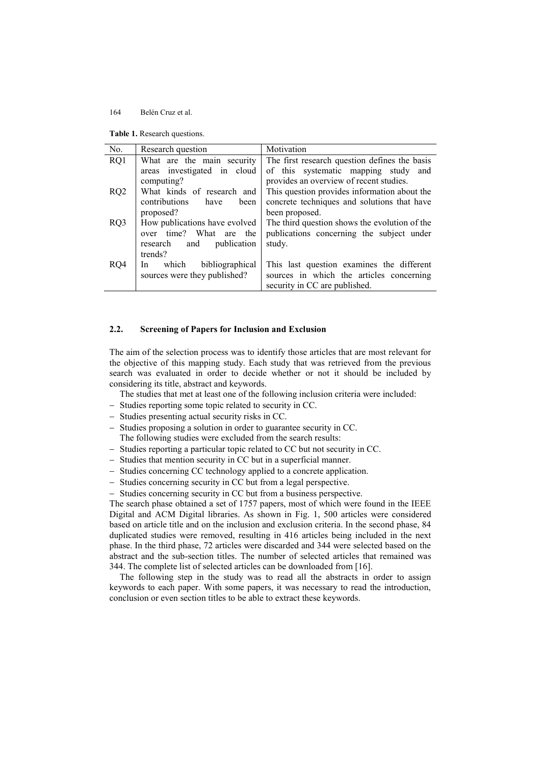**Table 1.** Research questions.

| No. | Research question | Motivation |
| --- | --- | --- |
| RQ1 | What are the main security areas investigated in cloud computing? | The first research question defines the basis of this systematic mapping study and provides an overview of recent studies. |
| RQ2 | What kinds of research and contributions have been proposed? | This question provides information about the concrete techniques and solutions that have been proposed. |
| RQ3 | How publications have evolved over time? What are the research and publication trends? | The third question shows the evolution of the publications concerning the subject under study. |
| RQ4 | In which bibliographical sources were they published? | This last question examines the different sources in which the articles concerning security in CC are published. |

### 2.2. Screening of Papers for Inclusion and Exclusion

The aim of the selection process was to identify those articles that are most relevant for the objective of this mapping study. Each study that was retrieved from the previous search was evaluated in order to decide whether or not it should be included by considering its title, abstract and keywords.

The studies that met at least one of the following inclusion criteria were included:

- Studies reporting some topic related to security in CC.
- Studies presenting actual security risks in CC.
- Studies proposing a solution in order to guarantee security in CC.

The following studies were excluded from the search results:

- Studies reporting a particular topic related to CC but not security in CC.
- Studies that mention security in CC but in a superficial manner.
- Studies concerning CC technology applied to a concrete application.
- Studies concerning security in CC but from a legal perspective.
- Studies concerning security in CC but from a business perspective.

The search phase obtained a set of 1757 papers, most of which were found in the IEEE Digital and ACM Digital libraries. As shown in Fig. 1, 500 articles were considered based on article title and on the inclusion and exclusion criteria. In the second phase, 84 duplicated studies were removed, resulting in 416 articles being included in the next phase. In the third phase, 72 articles were discarded and 344 were selected based on the abstract and the sub-section titles. The number of selected articles that remained was 344. The complete list of selected articles can be downloaded from [16].

The following step in the study was to read all the abstracts in order to assign keywords to each paper. With some papers, it was necessary to read the introduction, conclusion or even section titles to be able to extract these keywords.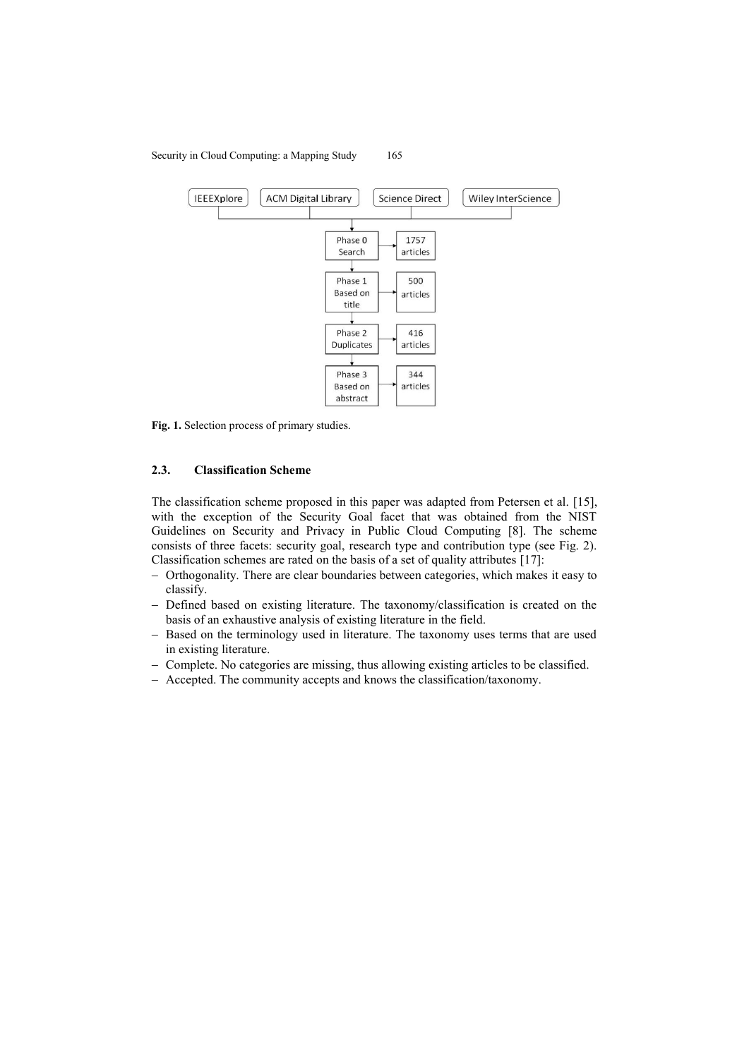Fig. 1. Selection process of primary studies.

### 2.3. Classification Scheme

The classification scheme proposed in this paper was adapted from Petersen et al. [15], with the exception of the Security Goal facet that was obtained from the NIST Guidelines on Security and Privacy in Public Cloud Computing [8]. The scheme consists of three facets: security goal, research type and contribution type (see Fig. 2). Classification schemes are rated on the basis of a set of quality attributes [17]:

- Orthogonality. There are clear boundaries between categories, which makes it easy to classify.
- Defined based on existing literature. The taxonomy/classification is created on the basis of an exhaustive analysis of existing literature in the field.
- Based on the terminology used in literature. The taxonomy uses terms that are used in existing literature.
- Complete. No categories are missing, thus allowing existing articles to be classified.
- Accepted. The community accepts and knows the classification/taxonomy.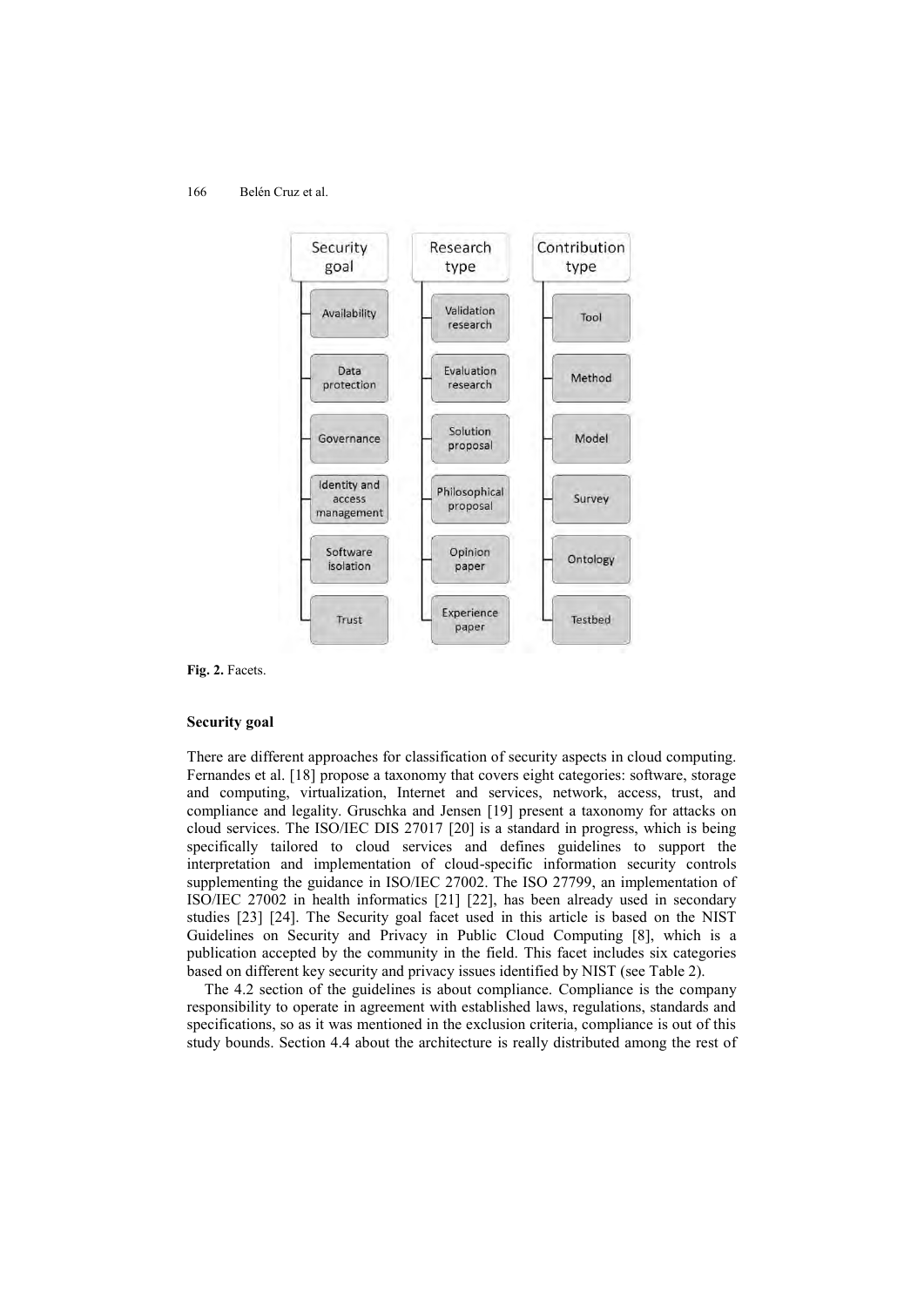| Security goal | Research type | Contribution type |
| --- | --- | --- |
| Availability | Validation research | Tool |
| Data protection | Evaluation research | Method |
| Governance | Solution proposal | Model |
| Identity and access management | Philosophical proposal | Survey |
| Software isolation | Opinion paper | Ontology |
| Trust | Experience paper | Testbed |

**Fig. 2.** Facets.

**Security goal**

There are different approaches for classification of security aspects in cloud computing. Fernandes et al. [18] propose a taxonomy that covers eight categories: software, storage and computing, virtualization, Internet and services, network, access, trust, and compliance and legality. Gruschka and Jensen [19] present a taxonomy for attacks on cloud services. The ISO/IEC DIS 27017 [20] is a standard in progress, which is being specifically tailored to cloud services and defines guidelines to support the interpretation and implementation of cloud-specific information security controls supplementing the guidance in ISO/IEC 27002. The ISO 27799, an implementation of ISO/IEC 27002 in health informatics [21] [22], has been already used in secondary studies [23] [24]. The Security goal facet used in this article is based on the NIST Guidelines on Security and Privacy in Public Cloud Computing [8], which is a publication accepted by the community in the field. This facet includes six categories based on different key security and privacy issues identified by NIST (see Table 2).

The 4.2 section of the guidelines is about compliance. Compliance is the company responsibility to operate in agreement with established laws, regulations, standards and specifications, so as it was mentioned in the exclusion criteria, compliance is out of this study bounds. Section 4.4 about the architecture is really distributed among the rest of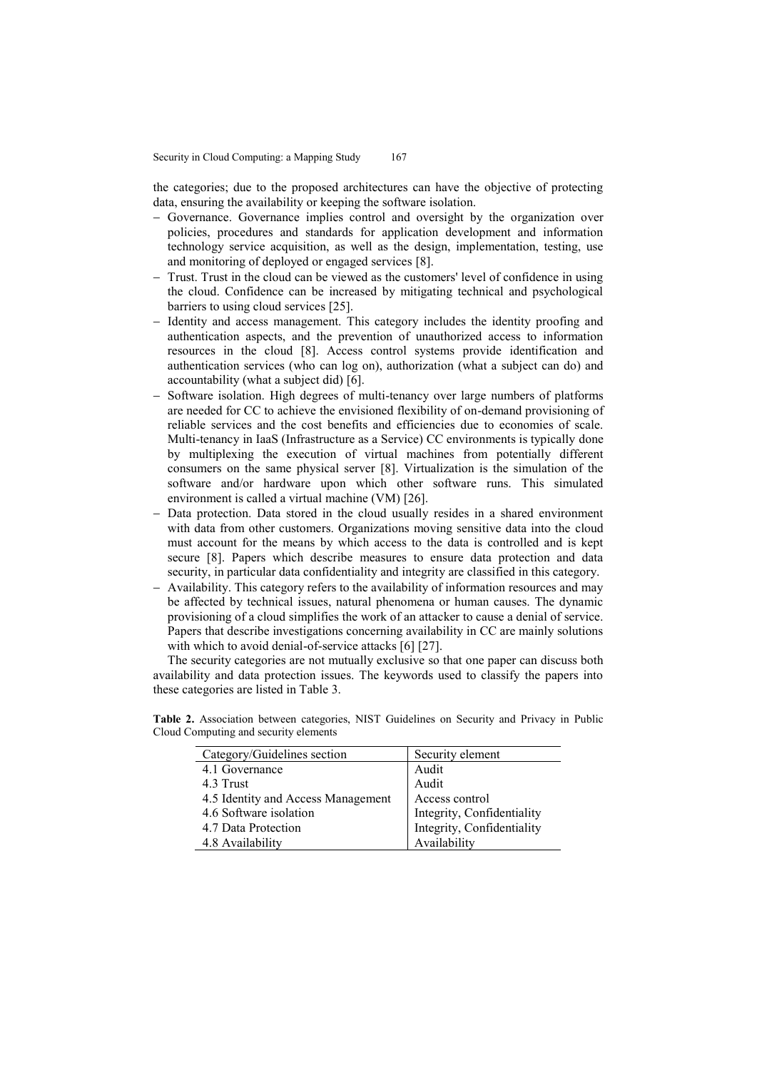the categories; due to the proposed architectures can have the objective of protecting data, ensuring the availability or keeping the software isolation.

- Governance. Governance implies control and oversight by the organization over policies, procedures and standards for application development and information technology service acquisition, as well as the design, implementation, testing, use and monitoring of deployed or engaged services [8].
- Trust. Trust in the cloud can be viewed as the customers' level of confidence in using the cloud. Confidence can be increased by mitigating technical and psychological barriers to using cloud services [25].
- Identity and access management. This category includes the identity proofing and authentication aspects, and the prevention of unauthorized access to information resources in the cloud [8]. Access control systems provide identification and authentication services (who can log on), authorization (what a subject can do) and accountability (what a subject did) [6].
- Software isolation. High degrees of multi-tenancy over large numbers of platforms are needed for CC to achieve the envisioned flexibility of on-demand provisioning of reliable services and the cost benefits and efficiencies due to economies of scale. Multi-tenancy in IaaS (Infrastructure as a Service) CC environments is typically done by multiplexing the execution of virtual machines from potentially different consumers on the same physical server [8]. Virtualization is the simulation of the software and/or hardware upon which other software runs. This simulated environment is called a virtual machine (VM) [26].
- Data protection. Data stored in the cloud usually resides in a shared environment with data from other customers. Organizations moving sensitive data into the cloud must account for the means by which access to the data is controlled and is kept secure [8]. Papers which describe measures to ensure data protection and data security, in particular data confidentiality and integrity are classified in this category.
- Availability. This category refers to the availability of information resources and may be affected by technical issues, natural phenomena or human causes. The dynamic provisioning of a cloud simplifies the work of an attacker to cause a denial of service. Papers that describe investigations concerning availability in CC are mainly solutions with which to avoid denial-of-service attacks [6] [27].

The security categories are not mutually exclusive so that one paper can discuss both availability and data protection issues. The keywords used to classify the papers into these categories are listed in Table 3.

**Table 2.** Association between categories, NIST Guidelines on Security and Privacy in Public Cloud Computing and security elements

| Category/Guidelines section | Security element |
|---|---|
| 4.1 Governance | Audit |
| 4.3 Trust | Audit |
| 4.5 Identity and Access Management | Access control |
| 4.6 Software isolation | Integrity, Confidentiality |
| 4.7 Data Protection | Integrity, Confidentiality |
| 4.8 Availability | Availability |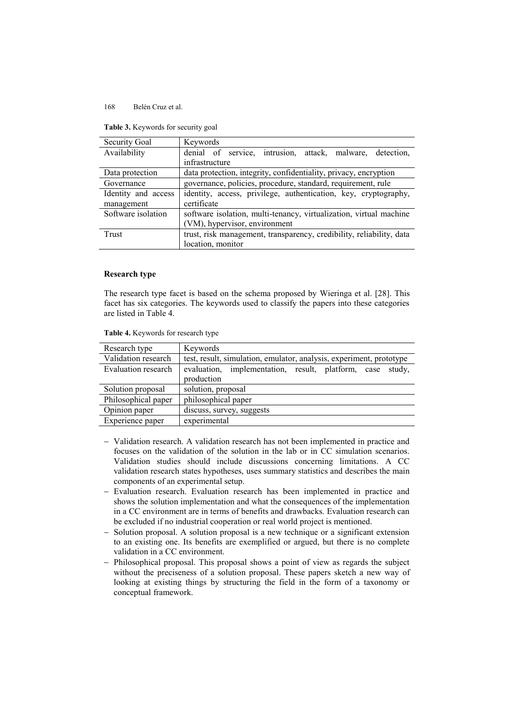**Table 3.** Keywords for security goal

| Security Goal | Keywords |
| --- | --- |
| Availability | denial of service, intrusion, attack, malware, detection, infrastructure |
| Data protection | data protection, integrity, confidentiality, privacy, encryption |
| Governance | governance, policies, procedure, standard, requirement, rule |
| Identity and access management | identity, access, privilege, authentication, key, cryptography, certificate |
| Software isolation | software isolation, multi-tenancy, virtualization, virtual machine (VM), hypervisor, environment |
| Trust | trust, risk management, transparency, credibility, reliability, data location, monitor |

**Research type**

The research type facet is based on the schema proposed by Wieringa et al. [28]. This facet has six categories. The keywords used to classify the papers into these categories are listed in Table 4.

**Table 4.** Keywords for research type

| Research type | Keywords |
| --- | --- |
| Validation research | test, result, simulation, emulator, analysis, experiment, prototype |
| Evaluation research | evaluation, implementation, result, platform, case study, production |
| Solution proposal | solution, proposal |
| Philosophical paper | philosophical paper |
| Opinion paper | discuss, survey, suggests |
| Experience paper | experimental |

- Validation research. A validation research has not been implemented in practice and focuses on the validation of the solution in the lab or in CC simulation scenarios. Validation studies should include discussions concerning limitations. A CC validation research states hypotheses, uses summary statistics and describes the main components of an experimental setup.
- Evaluation research. Evaluation research has been implemented in practice and shows the solution implementation and what the consequences of the implementation in a CC environment are in terms of benefits and drawbacks. Evaluation research can be excluded if no industrial cooperation or real world project is mentioned.
- Solution proposal. A solution proposal is a new technique or a significant extension to an existing one. Its benefits are exemplified or argued, but there is no complete validation in a CC environment.
- Philosophical proposal. This proposal shows a point of view as regards the subject without the preciseness of a solution proposal. These papers sketch a new way of looking at existing things by structuring the field in the form of a taxonomy or conceptual framework.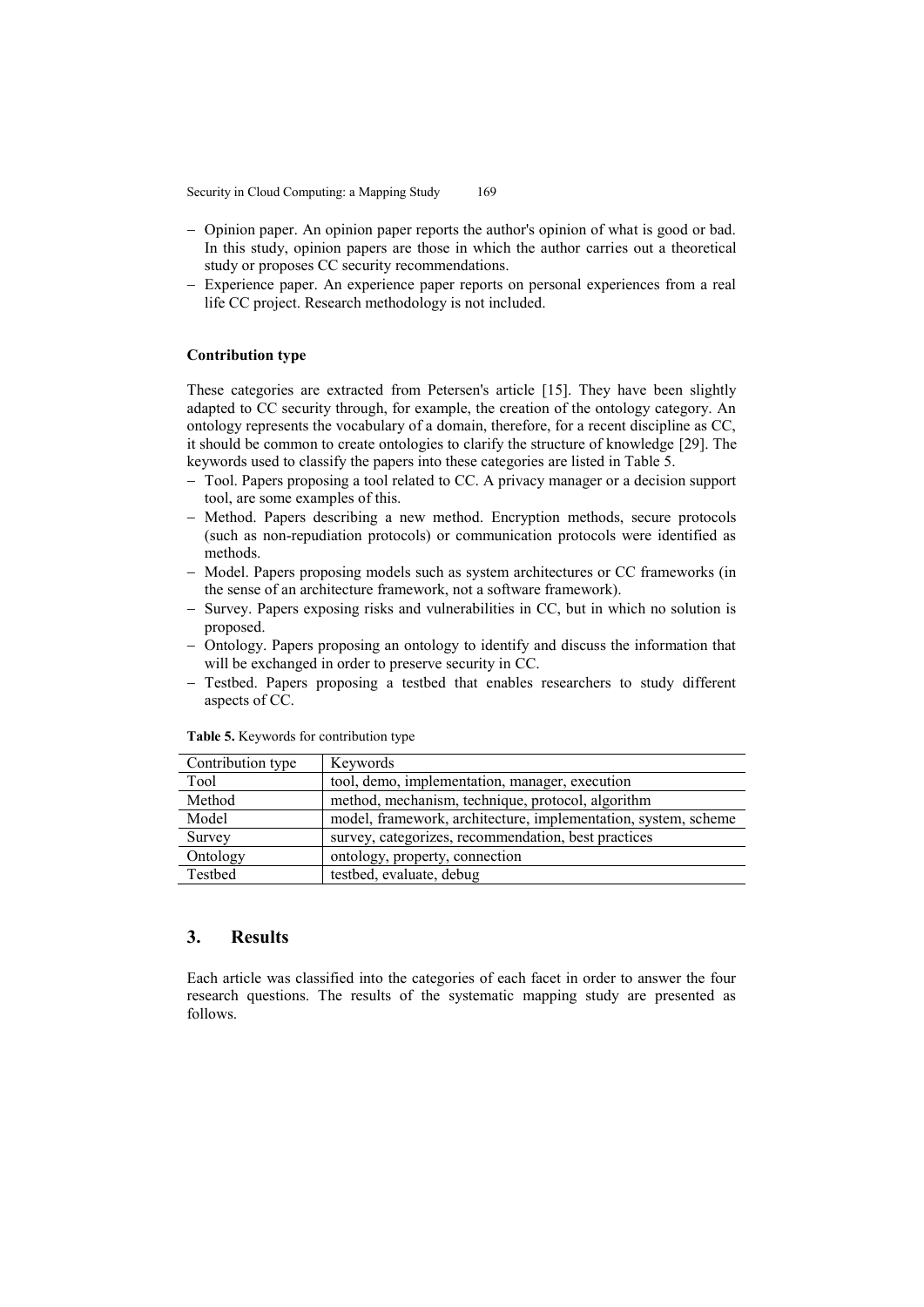- Opinion paper. An opinion paper reports the author's opinion of what is good or bad. In this study, opinion papers are those in which the author carries out a theoretical study or proposes CC security recommendations.
- Experience paper. An experience paper reports on personal experiences from a real life CC project. Research methodology is not included.

**Contribution type**

These categories are extracted from Petersen's article [15]. They have been slightly adapted to CC security through, for example, the creation of the ontology category. An ontology represents the vocabulary of a domain, therefore, for a recent discipline as CC, it should be common to create ontologies to clarify the structure of knowledge [29]. The keywords used to classify the papers into these categories are listed in Table 5.

- Tool. Papers proposing a tool related to CC. A privacy manager or a decision support tool, are some examples of this.
- Method. Papers describing a new method. Encryption methods, secure protocols (such as non-repudiation protocols) or communication protocols were identified as methods.
- Model. Papers proposing models such as system architectures or CC frameworks (in the sense of an architecture framework, not a software framework).
- Survey. Papers exposing risks and vulnerabilities in CC, but in which no solution is proposed.
- Ontology. Papers proposing an ontology to identify and discuss the information that will be exchanged in order to preserve security in CC.
- Testbed. Papers proposing a testbed that enables researchers to study different aspects of CC.

**Table 5.** Keywords for contribution type

| Contribution type | Keywords |
|---|---|
| Tool | tool, demo, implementation, manager, execution |
| Method | method, mechanism, technique, protocol, algorithm |
| Model | model, framework, architecture, implementation, system, scheme |
| Survey | survey, categorizes, recommendation, best practices |
| Ontology | ontology, property, connection |
| Testbed | testbed, evaluate, debug |

## 3. Results

Each article was classified into the categories of each facet in order to answer the four research questions. The results of the systematic mapping study are presented as follows.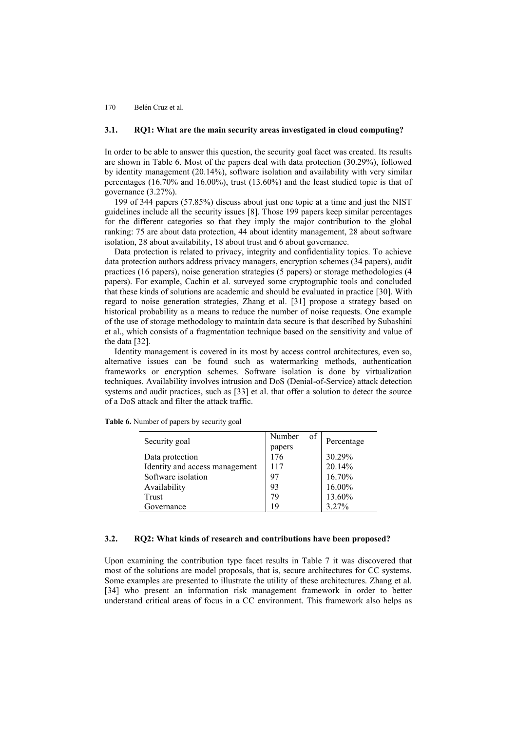### 3.1. RQ1: What are the main security areas investigated in cloud computing?

In order to be able to answer this question, the security goal facet was created. Its results are shown in Table 6. Most of the papers deal with data protection (30.29%), followed by identity management (20.14%), software isolation and availability with very similar percentages (16.70% and 16.00%), trust (13.60%) and the least studied topic is that of governance (3.27%).

199 of 344 papers (57.85%) discuss about just one topic at a time and just the NIST guidelines include all the security issues [8]. Those 199 papers keep similar percentages for the different categories so that they imply the major contribution to the global ranking: 75 are about data protection, 44 about identity management, 28 about software isolation, 28 about availability, 18 about trust and 6 about governance.

Data protection is related to privacy, integrity and confidentiality topics. To achieve data protection authors address privacy managers, encryption schemes (34 papers), audit practices (16 papers), noise generation strategies (5 papers) or storage methodologies (4 papers). For example, Cachin et al. surveyed some cryptographic tools and concluded that these kinds of solutions are academic and should be evaluated in practice [30]. With regard to noise generation strategies, Zhang et al. [31] propose a strategy based on historical probability as a means to reduce the number of noise requests. One example of the use of storage methodology to maintain data secure is that described by Subashini et al., which consists of a fragmentation technique based on the sensitivity and value of the data [32].

Identity management is covered in its most by access control architectures, even so, alternative issues can be found such as watermarking methods, authentication frameworks or encryption schemes. Software isolation is done by virtualization techniques. Availability involves intrusion and DoS (Denial-of-Service) attack detection systems and audit practices, such as [33] et al. that offer a solution to detect the source of a DoS attack and filter the attack traffic.

**Table 6.** Number of papers by security goal

| Security goal | Number of papers | Percentage |
|---|---|---|
| Data protection | 176 | 30.29% |
| Identity and access management | 117 | 20.14% |
| Software isolation | 97 | 16.70% |
| Availability | 93 | 16.00% |
| Trust | 79 | 13.60% |
| Governance | 19 | 3.27% |

### 3.2. RQ2: What kinds of research and contributions have been proposed?

Upon examining the contribution type facet results in Table 7 it was discovered that most of the solutions are model proposals, that is, secure architectures for CC systems. Some examples are presented to illustrate the utility of these architectures. Zhang et al. [34] who present an information risk management framework in order to better understand critical areas of focus in a CC environment. This framework also helps as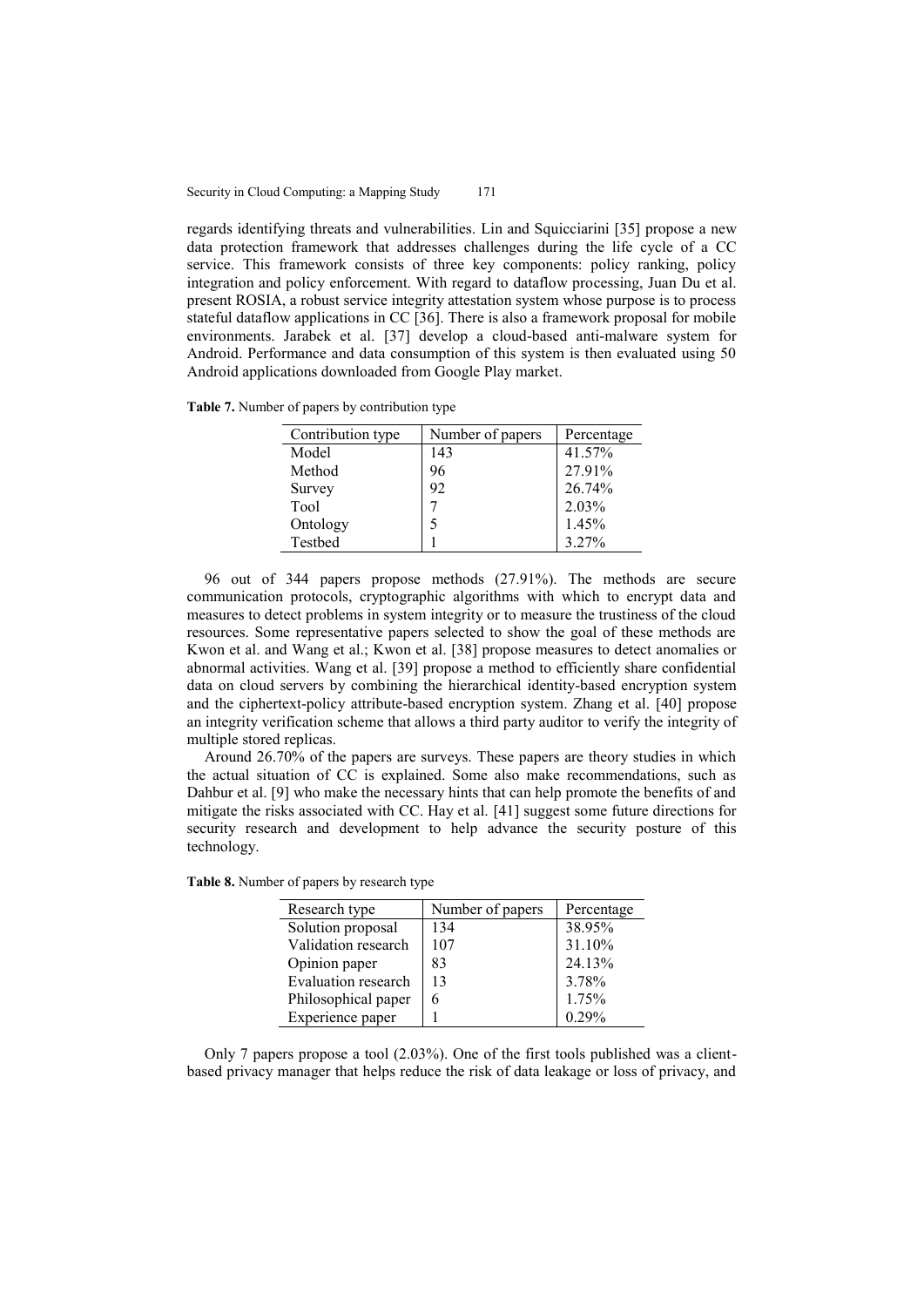regards identifying threats and vulnerabilities. Lin and Squicciarini [35] propose a new data protection framework that addresses challenges during the life cycle of a CC service. This framework consists of three key components: policy ranking, policy integration and policy enforcement. With regard to dataflow processing, Juan Du et al. present ROSIA, a robust service integrity attestation system whose purpose is to process stateful dataflow applications in CC [36]. There is also a framework proposal for mobile environments. Jarabek et al. [37] develop a cloud-based anti-malware system for Android. Performance and data consumption of this system is then evaluated using 50 Android applications downloaded from Google Play market.

**Table 7.** Number of papers by contribution type

| Contribution type | Number of papers | Percentage |
|---|---|---|
| Model | 143 | 41.57% |
| Method | 96 | 27.91% |
| Survey | 92 | 26.74% |
| Tool | 7 | 2.03% |
| Ontology | 5 | 1.45% |
| Testbed | 1 | 3.27% |

96 out of 344 papers propose methods (27.91%). The methods are secure communication protocols, cryptographic algorithms with which to encrypt data and measures to detect problems in system integrity or to measure the trustiness of the cloud resources. Some representative papers selected to show the goal of these methods are Kwon et al. and Wang et al.; Kwon et al. [38] propose measures to detect anomalies or abnormal activities. Wang et al. [39] propose a method to efficiently share confidential data on cloud servers by combining the hierarchical identity-based encryption system and the ciphertext-policy attribute-based encryption system. Zhang et al. [40] propose an integrity verification scheme that allows a third party auditor to verify the integrity of multiple stored replicas.

Around 26.70% of the papers are surveys. These papers are theory studies in which the actual situation of CC is explained. Some also make recommendations, such as Dahbur et al. [9] who make the necessary hints that can help promote the benefits of and mitigate the risks associated with CC. Hay et al. [41] suggest some future directions for security research and development to help advance the security posture of this technology.

**Table 8.** Number of papers by research type

| Research type | Number of papers | Percentage |
|---|---|---|
| Solution proposal | 134 | 38.95% |
| Validation research | 107 | 31.10% |
| Opinion paper | 83 | 24.13% |
| Evaluation research | 13 | 3.78% |
| Philosophical paper | 6 | 1.75% |
| Experience paper | 1 | 0.29% |

Only 7 papers propose a tool (2.03%). One of the first tools published was a client-based privacy manager that helps reduce the risk of data leakage or loss of privacy, and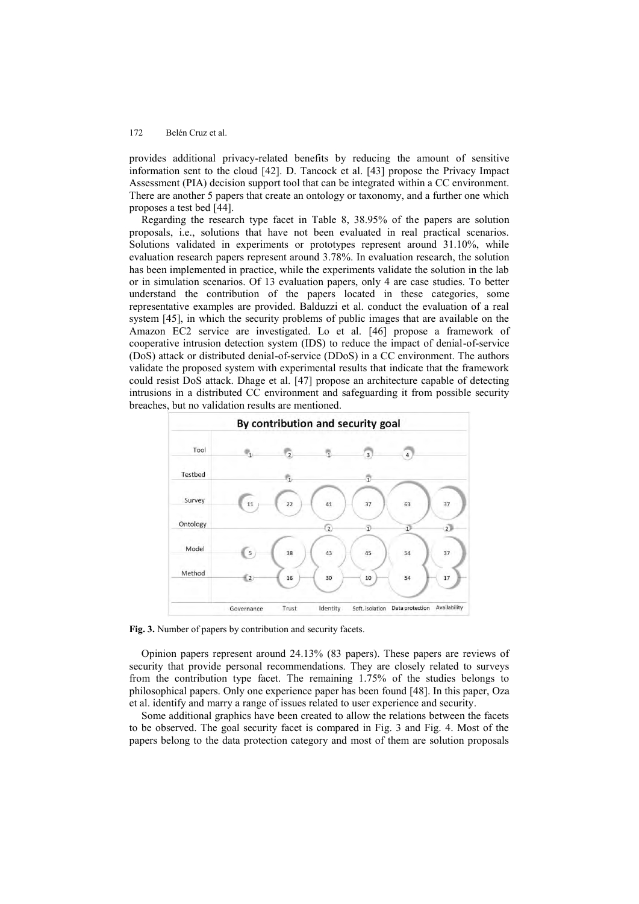provides additional privacy-related benefits by reducing the amount of sensitive information sent to the cloud [42]. D. Tancock et al. [43] propose the Privacy Impact Assessment (PIA) decision support tool that can be integrated within a CC environment. There are another 5 papers that create an ontology or taxonomy, and a further one which proposes a test bed [44].

Regarding the research type facet in Table 8, 38.95% of the papers are solution proposals, i.e., solutions that have not been evaluated in real practical scenarios. Solutions validated in experiments or prototypes represent around 31.10%, while evaluation research papers represent around 3.78%. In evaluation research, the solution has been implemented in practice, while the experiments validate the solution in the lab or in simulation scenarios. Of 13 evaluation papers, only 4 are case studies. To better understand the contribution of the papers located in these categories, some representative examples are provided. Balduzzi et al. conduct the evaluation of a real system [45], in which the security problems of public images that are available on the Amazon EC2 service are investigated. Lo et al. [46] propose a framework of cooperative intrusion detection system (IDS) to reduce the impact of denial-of-service (DoS) attack or distributed denial-of-service (DDoS) in a CC environment. The authors validate the proposed system with experimental results that indicate that the framework could resist DoS attack. Dhage et al. [47] propose an architecture capable of detecting intrusions in a distributed CC environment and safeguarding it from possible security breaches, but no validation results are mentioned.

**By contribution and security goal**

| | Governance | Trust | Identity | Soft. isolation | Data protection | Availability |
|---|---|---|---|---|---|---|
| Tool | 1 | 2 | 1 | 3 | 4 | |
| Testbed | | 1 | | 1 | | |
| Survey | 11 | 22 | 41 | 37 | 63 | 37 |
| Ontology | | | 2 | 1 | 1 | 2 |
| Model | 5 | 38 | 43 | 45 | 54 | 37 |
| Method | 2 | 16 | 30 | 10 | 54 | 17 |

**Fig. 3.** Number of papers by contribution and security facets.

Opinion papers represent around 24.13% (83 papers). These papers are reviews of security that provide personal recommendations. They are closely related to surveys from the contribution type facet. The remaining 1.75% of the studies belongs to philosophical papers. Only one experience paper has been found [48]. In this paper, Oza et al. identify and marry a range of issues related to user experience and security.

Some additional graphics have been created to allow the relations between the facets to be observed. The goal security facet is compared in Fig. 3 and Fig. 4. Most of the papers belong to the data protection category and most of them are solution proposals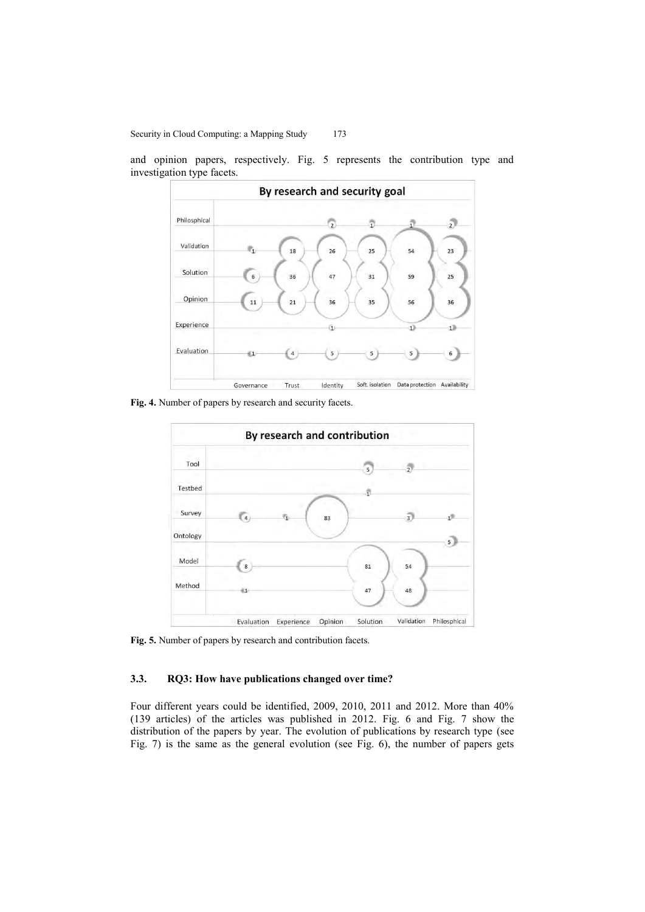and opinion papers, respectively. Fig. 5 represents the contribution type and investigation type facets.

**Fig. 4.** Number of papers by research and security facets.

**Fig. 5.** Number of papers by research and contribution facets.

### 3.3. RQ3: How have publications changed over time?

Four different years could be identified, 2009, 2010, 2011 and 2012. More than 40% (139 articles) of the articles was published in 2012. Fig. 6 and Fig. 7 show the distribution of the papers by year. The evolution of publications by research type (see Fig. 7) is the same as the general evolution (see Fig. 6), the number of papers gets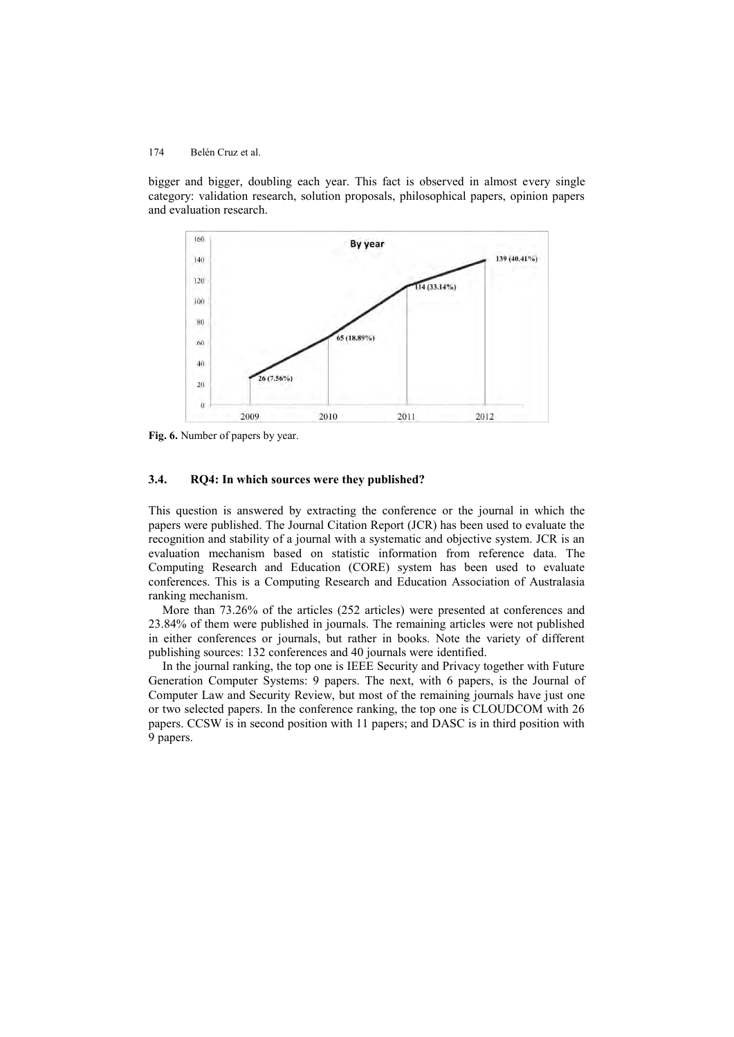bigger and bigger, doubling each year. This fact is observed in almost every single category: validation research, solution proposals, philosophical papers, opinion papers and evaluation research.

**Fig. 6.** Number of papers by year.

### 3.4. RQ4: In which sources were they published?

This question is answered by extracting the conference or the journal in which the papers were published. The Journal Citation Report (JCR) has been used to evaluate the recognition and stability of a journal with a systematic and objective system. JCR is an evaluation mechanism based on statistic information from reference data. The Computing Research and Education (CORE) system has been used to evaluate conferences. This is a Computing Research and Education Association of Australasia ranking mechanism.

More than 73.26% of the articles (252 articles) were presented at conferences and 23.84% of them were published in journals. The remaining articles were not published in either conferences or journals, but rather in books. Note the variety of different publishing sources: 132 conferences and 40 journals were identified.

In the journal ranking, the top one is IEEE Security and Privacy together with Future Generation Computer Systems: 9 papers. The next, with 6 papers, is the Journal of Computer Law and Security Review, but most of the remaining journals have just one or two selected papers. In the conference ranking, the top one is CLOUDCOM with 26 papers. CCSW is in second position with 11 papers; and DASC is in third position with 9 papers.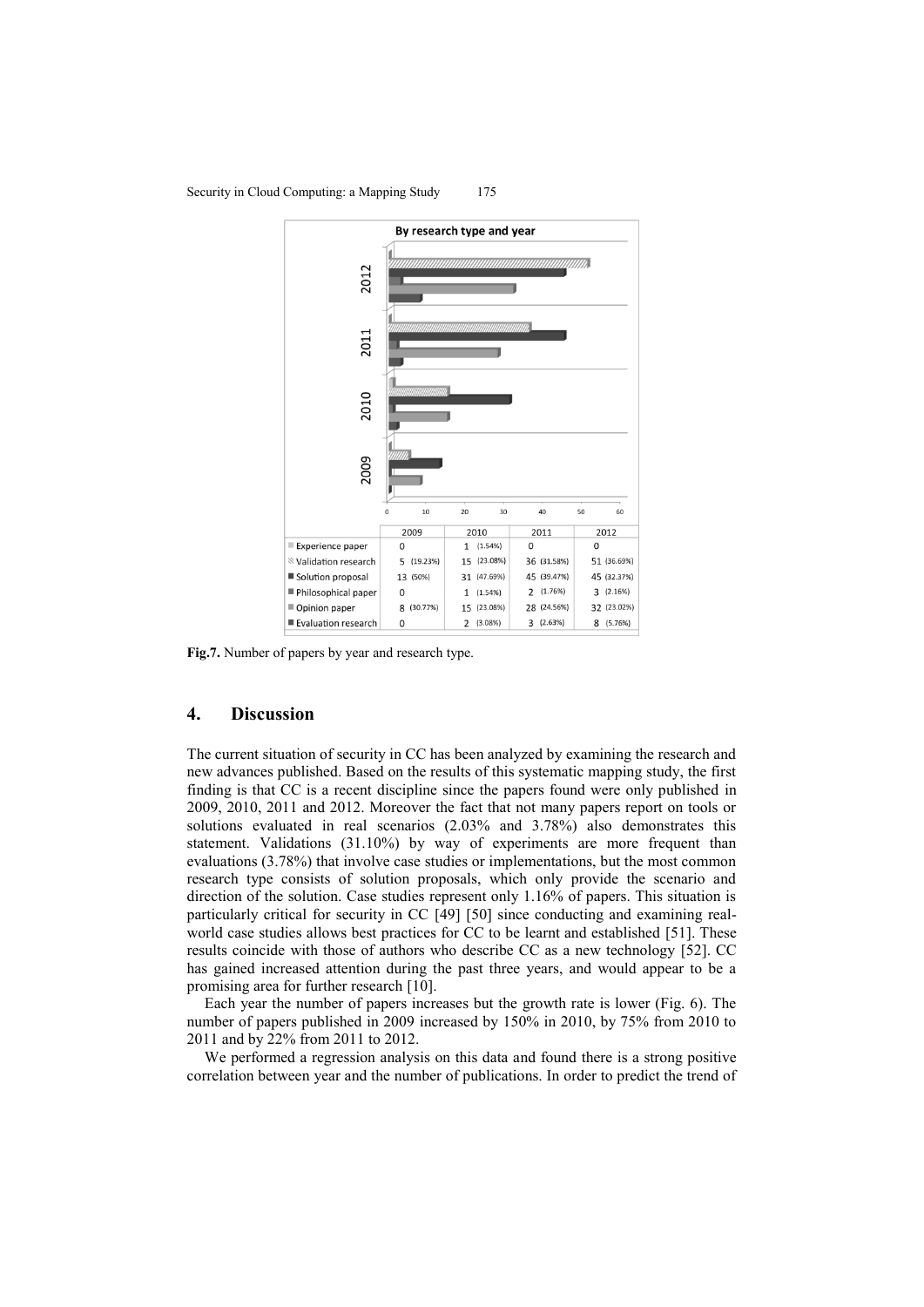**By research type and year**

|  | 2009 | 2010 | 2011 | 2012 |
|---|---|---|---|---|
| Experience paper | 0 | 1 (1.54%) | 0 | 0 |
| Validation research | 5 (19.23%) | 15 (23.08%) | 36 (31.58%) | 51 (36.69%) |
| Solution proposal | 13 (50%) | 31 (47.69%) | 45 (39.47%) | 45 (32.37%) |
| Philosophical paper | 0 | 1 (1.54%) | 2 (1.76%) | 3 (2.16%) |
| Opinion paper | 8 (30.77%) | 15 (23.08%) | 28 (24.56%) | 32 (23.02%) |
| Evaluation research | 0 | 2 (3.08%) | 3 (2.63%) | 8 (5.76%) |

**Fig.7.** Number of papers by year and research type.

## 4. Discussion

The current situation of security in CC has been analyzed by examining the research and new advances published. Based on the results of this systematic mapping study, the first finding is that CC is a recent discipline since the papers found were only published in 2009, 2010, 2011 and 2012. Moreover the fact that not many papers report on tools or solutions evaluated in real scenarios (2.03% and 3.78%) also demonstrates this statement. Validations (31.10%) by way of experiments are more frequent than evaluations (3.78%) that involve case studies or implementations, but the most common research type consists of solution proposals, which only provide the scenario and direction of the solution. Case studies represent only 1.16% of papers. This situation is particularly critical for security in CC [49] [50] since conducting and examining real-world case studies allows best practices for CC to be learnt and established [51]. These results coincide with those of authors who describe CC as a new technology [52]. CC has gained increased attention during the past three years, and would appear to be a promising area for further research [10].

Each year the number of papers increases but the growth rate is lower (Fig. 6). The number of papers published in 2009 increased by 150% in 2010, by 75% from 2010 to 2011 and by 22% from 2011 to 2012.

We performed a regression analysis on this data and found there is a strong positive correlation between year and the number of publications. In order to predict the trend of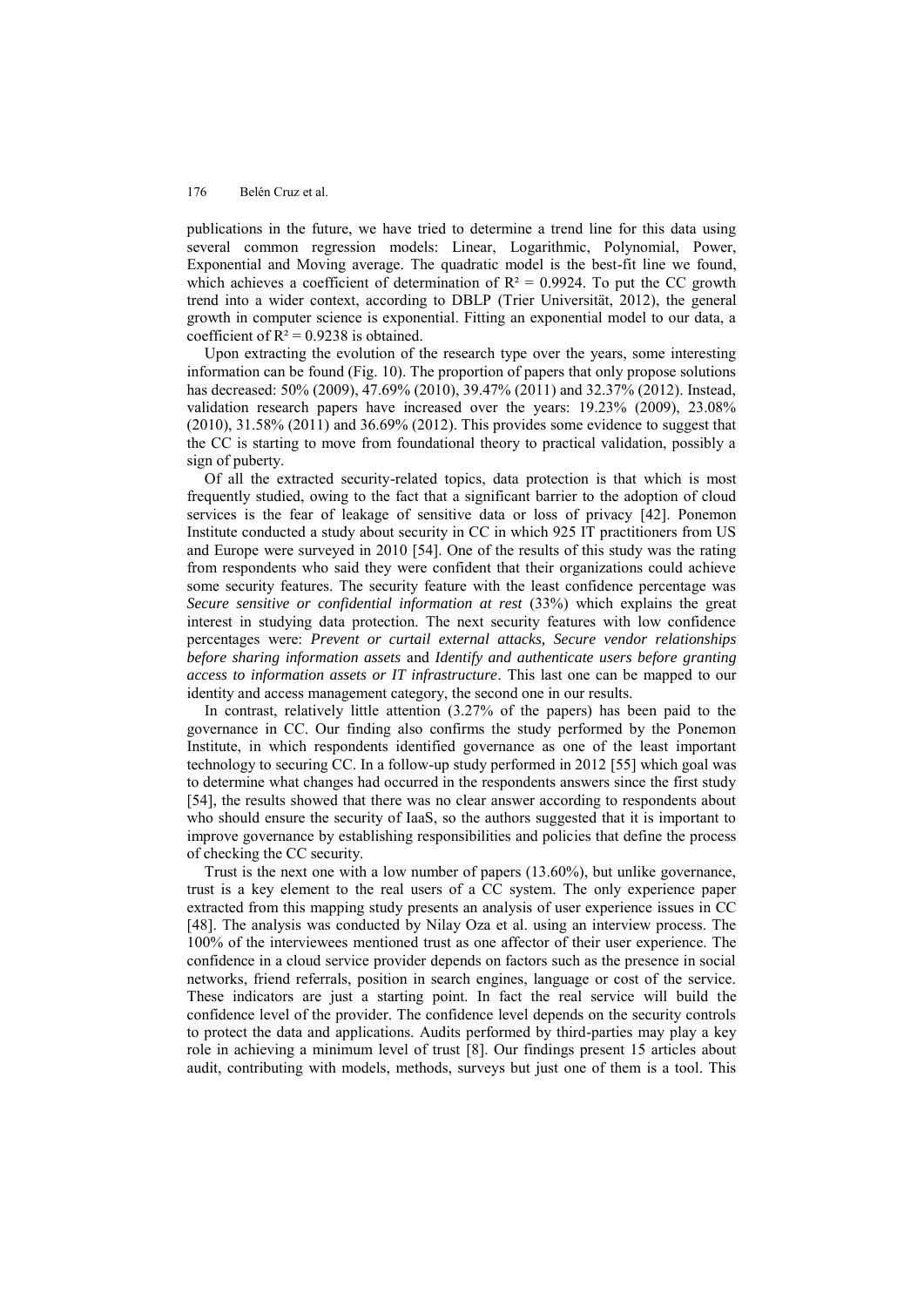publications in the future, we have tried to determine a trend line for this data using several common regression models: Linear, Logarithmic, Polynomial, Power, Exponential and Moving average. The quadratic model is the best-fit line we found, which achieves a coefficient of determination of $R^2 = 0.9924$. To put the CC growth trend into a wider context, according to DBLP (Trier Universität, 2012), the general growth in computer science is exponential. Fitting an exponential model to our data, a coefficient of $R^2 = 0.9238$ is obtained.

Upon extracting the evolution of the research type over the years, some interesting information can be found (Fig. 10). The proportion of papers that only propose solutions has decreased: 50% (2009), 47.69% (2010), 39.47% (2011) and 32.37% (2012). Instead, validation research papers have increased over the years: 19.23% (2009), 23.08% (2010), 31.58% (2011) and 36.69% (2012). This provides some evidence to suggest that the CC is starting to move from foundational theory to practical validation, possibly a sign of puberty.

Of all the extracted security-related topics, data protection is that which is most frequently studied, owing to the fact that a significant barrier to the adoption of cloud services is the fear of leakage of sensitive data or loss of privacy [42]. Ponemon Institute conducted a study about security in CC in which 925 IT practitioners from US and Europe were surveyed in 2010 [54]. One of the results of this study was the rating from respondents who said they were confident that their organizations could achieve some security features. The security feature with the least confidence percentage was *Secure sensitive or confidential information at rest* (33%) which explains the great interest in studying data protection. The next security features with low confidence percentages were: *Prevent or curtail external attacks, Secure vendor relationships before sharing information assets* and *Identify and authenticate users before granting access to information assets or IT infrastructure*. This last one can be mapped to our identity and access management category, the second one in our results.

In contrast, relatively little attention (3.27% of the papers) has been paid to the governance in CC. Our finding also confirms the study performed by the Ponemon Institute, in which respondents identified governance as one of the least important technology to securing CC. In a follow-up study performed in 2012 [55] which goal was to determine what changes had occurred in the respondents answers since the first study [54], the results showed that there was no clear answer according to respondents about who should ensure the security of IaaS, so the authors suggested that it is important to improve governance by establishing responsibilities and policies that define the process of checking the CC security.

Trust is the next one with a low number of papers (13.60%), but unlike governance, trust is a key element to the real users of a CC system. The only experience paper extracted from this mapping study presents an analysis of user experience issues in CC [48]. The analysis was conducted by Nilay Oza et al. using an interview process. The 100% of the interviewees mentioned trust as one affector of their user experience. The confidence in a cloud service provider depends on factors such as the presence in social networks, friend referrals, position in search engines, language or cost of the service. These indicators are just a starting point. In fact the real service will build the confidence level of the provider. The confidence level depends on the security controls to protect the data and applications. Audits performed by third-parties may play a key role in achieving a minimum level of trust [8]. Our findings present 15 articles about audit, contributing with models, methods, surveys but just one of them is a tool. This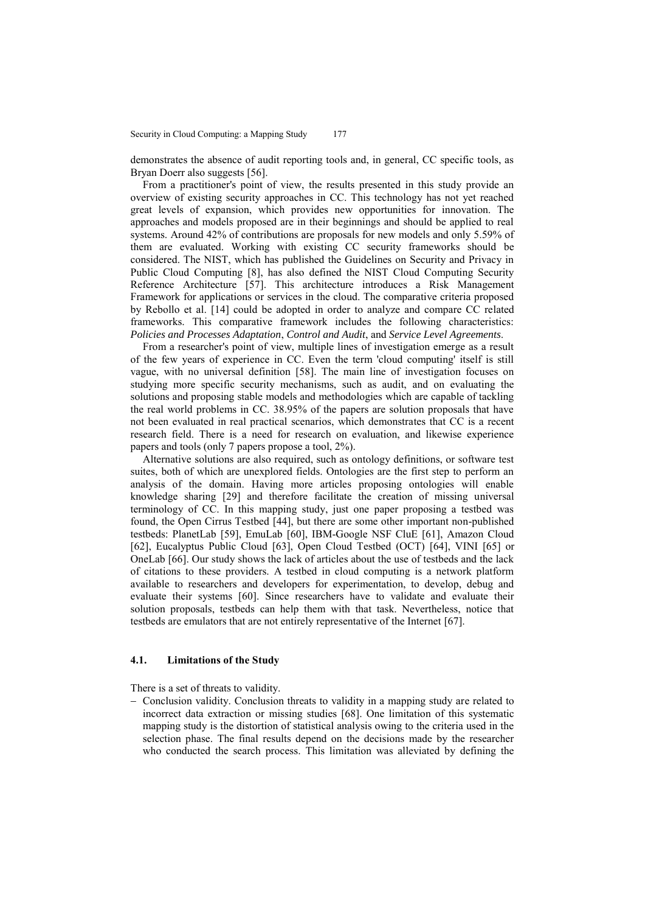demonstrates the absence of audit reporting tools and, in general, CC specific tools, as Bryan Doerr also suggests [56].

From a practitioner's point of view, the results presented in this study provide an overview of existing security approaches in CC. This technology has not yet reached great levels of expansion, which provides new opportunities for innovation. The approaches and models proposed are in their beginnings and should be applied to real systems. Around 42% of contributions are proposals for new models and only 5.59% of them are evaluated. Working with existing CC security frameworks should be considered. The NIST, which has published the Guidelines on Security and Privacy in Public Cloud Computing [8], has also defined the NIST Cloud Computing Security Reference Architecture [57]. This architecture introduces a Risk Management Framework for applications or services in the cloud. The comparative criteria proposed by Rebollo et al. [14] could be adopted in order to analyze and compare CC related frameworks. This comparative framework includes the following characteristics: *Policies and Processes Adaptation*, *Control and Audit*, and *Service Level Agreements*.

From a researcher's point of view, multiple lines of investigation emerge as a result of the few years of experience in CC. Even the term 'cloud computing' itself is still vague, with no universal definition [58]. The main line of investigation focuses on studying more specific security mechanisms, such as audit, and on evaluating the solutions and proposing stable models and methodologies which are capable of tackling the real world problems in CC. 38.95% of the papers are solution proposals that have not been evaluated in real practical scenarios, which demonstrates that CC is a recent research field. There is a need for research on evaluation, and likewise experience papers and tools (only 7 papers propose a tool, 2%).

Alternative solutions are also required, such as ontology definitions, or software test suites, both of which are unexplored fields. Ontologies are the first step to perform an analysis of the domain. Having more articles proposing ontologies will enable knowledge sharing [29] and therefore facilitate the creation of missing universal terminology of CC. In this mapping study, just one paper proposing a testbed was found, the Open Cirrus Testbed [44], but there are some other important non-published testbeds: PlanetLab [59], EmuLab [60], IBM-Google NSF CluE [61], Amazon Cloud [62], Eucalyptus Public Cloud [63], Open Cloud Testbed (OCT) [64], VINI [65] or OneLab [66]. Our study shows the lack of articles about the use of testbeds and the lack of citations to these providers. A testbed in cloud computing is a network platform available to researchers and developers for experimentation, to develop, debug and evaluate their systems [60]. Since researchers have to validate and evaluate their solution proposals, testbeds can help them with that task. Nevertheless, notice that testbeds are emulators that are not entirely representative of the Internet [67].

### 4.1. Limitations of the Study

There is a set of threats to validity.

- Conclusion validity. Conclusion threats to validity in a mapping study are related to incorrect data extraction or missing studies [68]. One limitation of this systematic mapping study is the distortion of statistical analysis owing to the criteria used in the selection phase. The final results depend on the decisions made by the researcher who conducted the search process. This limitation was alleviated by defining the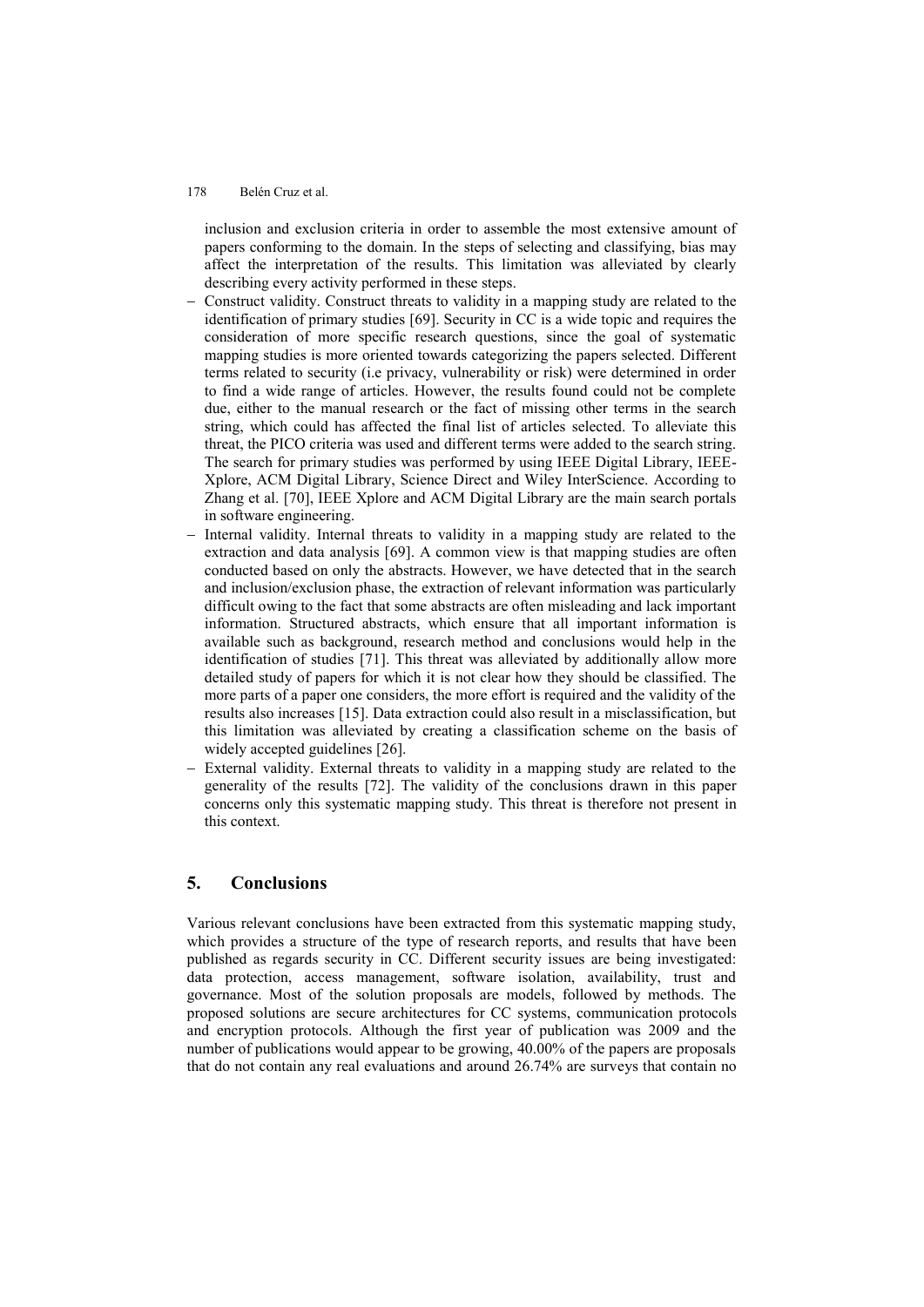inclusion and exclusion criteria in order to assemble the most extensive amount of papers conforming to the domain. In the steps of selecting and classifying, bias may affect the interpretation of the results. This limitation was alleviated by clearly describing every activity performed in these steps.

- Construct validity. Construct threats to validity in a mapping study are related to the identification of primary studies [69]. Security in CC is a wide topic and requires the consideration of more specific research questions, since the goal of systematic mapping studies is more oriented towards categorizing the papers selected. Different terms related to security (i.e privacy, vulnerability or risk) were determined in order to find a wide range of articles. However, the results found could not be complete due, either to the manual research or the fact of missing other terms in the search string, which could has affected the final list of articles selected. To alleviate this threat, the PICO criteria was used and different terms were added to the search string. The search for primary studies was performed by using IEEE Digital Library, IEEE-Xplore, ACM Digital Library, Science Direct and Wiley InterScience. According to Zhang et al. [70], IEEE Xplore and ACM Digital Library are the main search portals in software engineering.
- Internal validity. Internal threats to validity in a mapping study are related to the extraction and data analysis [69]. A common view is that mapping studies are often conducted based on only the abstracts. However, we have detected that in the search and inclusion/exclusion phase, the extraction of relevant information was particularly difficult owing to the fact that some abstracts are often misleading and lack important information. Structured abstracts, which ensure that all important information is available such as background, research method and conclusions would help in the identification of studies [71]. This threat was alleviated by additionally allow more detailed study of papers for which it is not clear how they should be classified. The more parts of a paper one considers, the more effort is required and the validity of the results also increases [15]. Data extraction could also result in a misclassification, but this limitation was alleviated by creating a classification scheme on the basis of widely accepted guidelines [26].
- External validity. External threats to validity in a mapping study are related to the generality of the results [72]. The validity of the conclusions drawn in this paper concerns only this systematic mapping study. This threat is therefore not present in this context.

## 5. Conclusions

Various relevant conclusions have been extracted from this systematic mapping study, which provides a structure of the type of research reports, and results that have been published as regards security in CC. Different security issues are being investigated: data protection, access management, software isolation, availability, trust and governance. Most of the solution proposals are models, followed by methods. The proposed solutions are secure architectures for CC systems, communication protocols and encryption protocols. Although the first year of publication was 2009 and the number of publications would appear to be growing, 40.00% of the papers are proposals that do not contain any real evaluations and around 26.74% are surveys that contain no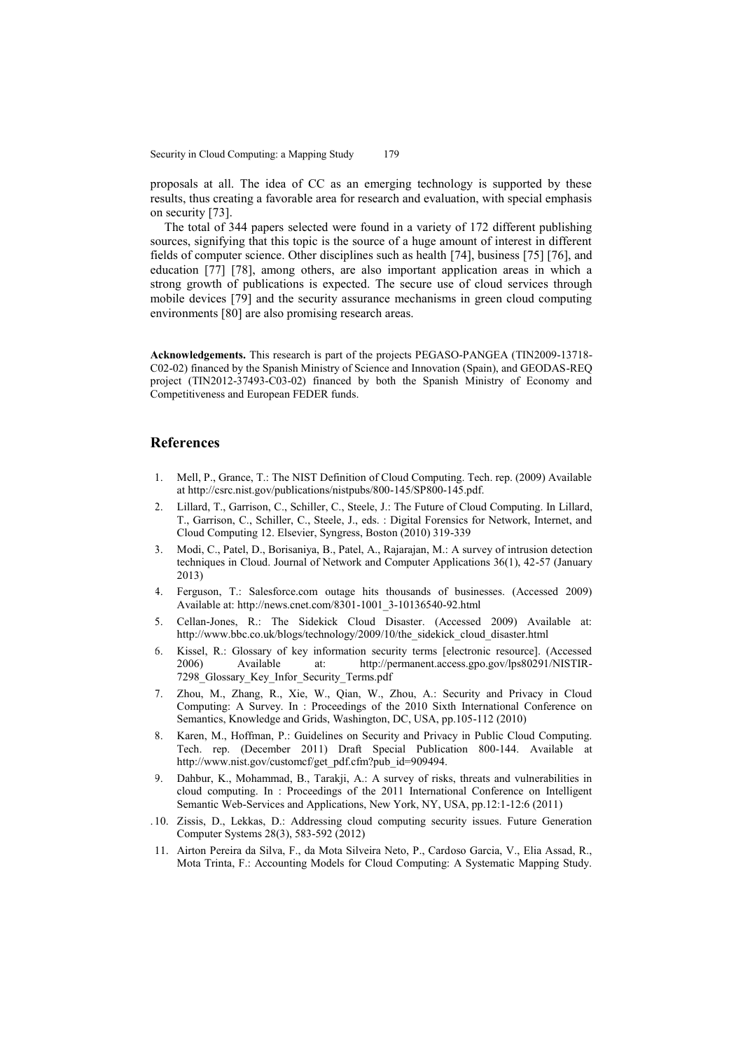proposals at all. The idea of CC as an emerging technology is supported by these results, thus creating a favorable area for research and evaluation, with special emphasis on security [73].

The total of 344 papers selected were found in a variety of 172 different publishing sources, signifying that this topic is the source of a huge amount of interest in different fields of computer science. Other disciplines such as health [74], business [75] [76], and education [77] [78], among others, are also important application areas in which a strong growth of publications is expected. The secure use of cloud services through mobile devices [79] and the security assurance mechanisms in green cloud computing environments [80] are also promising research areas.

**Acknowledgements.** This research is part of the projects PEGASO-PANGEA (TIN2009-13718-C02-02) financed by the Spanish Ministry of Science and Innovation (Spain), and GEODAS-REQ project (TIN2012-37493-C03-02) financed by both the Spanish Ministry of Economy and Competitiveness and European FEDER funds.

## References

1. Mell, P., Grance, T.: The NIST Definition of Cloud Computing. Tech. rep. (2009) Available at http://csrc.nist.gov/publications/nistpubs/800-145/SP800-145.pdf.
2. Lillard, T., Garrison, C., Schiller, C., Steele, J.: The Future of Cloud Computing. In Lillard, T., Garrison, C., Schiller, C., Steele, J., eds. : Digital Forensics for Network, Internet, and Cloud Computing 12. Elsevier, Syngress, Boston (2010) 319-339
3. Modi, C., Patel, D., Borisaniya, B., Patel, A., Rajarajan, M.: A survey of intrusion detection techniques in Cloud. Journal of Network and Computer Applications 36(1), 42-57 (January 2013)
4. Ferguson, T.: Salesforce.com outage hits thousands of businesses. (Accessed 2009) Available at: http://news.cnet.com/8301-1001_3-10136540-92.html
5. Cellan-Jones, R.: The Sidekick Cloud Disaster. (Accessed 2009) Available at: http://www.bbc.co.uk/blogs/technology/2009/10/the_sidekick_cloud_disaster.html
6. Kissel, R.: Glossary of key information security terms [electronic resource]. (Accessed 2006) Available at: http://permanent.access.gpo.gov/lps80291/NISTIR-7298_Glossary_Key_Infor_Security_Terms.pdf
7. Zhou, M., Zhang, R., Xie, W., Qian, W., Zhou, A.: Security and Privacy in Cloud Computing: A Survey. In : Proceedings of the 2010 Sixth International Conference on Semantics, Knowledge and Grids, Washington, DC, USA, pp.105-112 (2010)
8. Karen, M., Hoffman, P.: Guidelines on Security and Privacy in Public Cloud Computing. Tech. rep. (December 2011) Draft Special Publication 800-144. Available at http://www.nist.gov/customcf/get_pdf.cfm?pub_id=909494.
9. Dahbur, K., Mohammad, B., Tarakji, A.: A survey of risks, threats and vulnerabilities in cloud computing. In : Proceedings of the 2011 International Conference on Intelligent Semantic Web-Services and Applications, New York, NY, USA, pp.12:1-12:6 (2011)
10. Zissis, D., Lekkas, D.: Addressing cloud computing security issues. Future Generation Computer Systems 28(3), 583-592 (2012)
11. Airton Pereira da Silva, F., da Mota Silveira Neto, P., Cardoso Garcia, V., Elia Assad, R., Mota Trinta, F.: Accounting Models for Cloud Computing: A Systematic Mapping Study.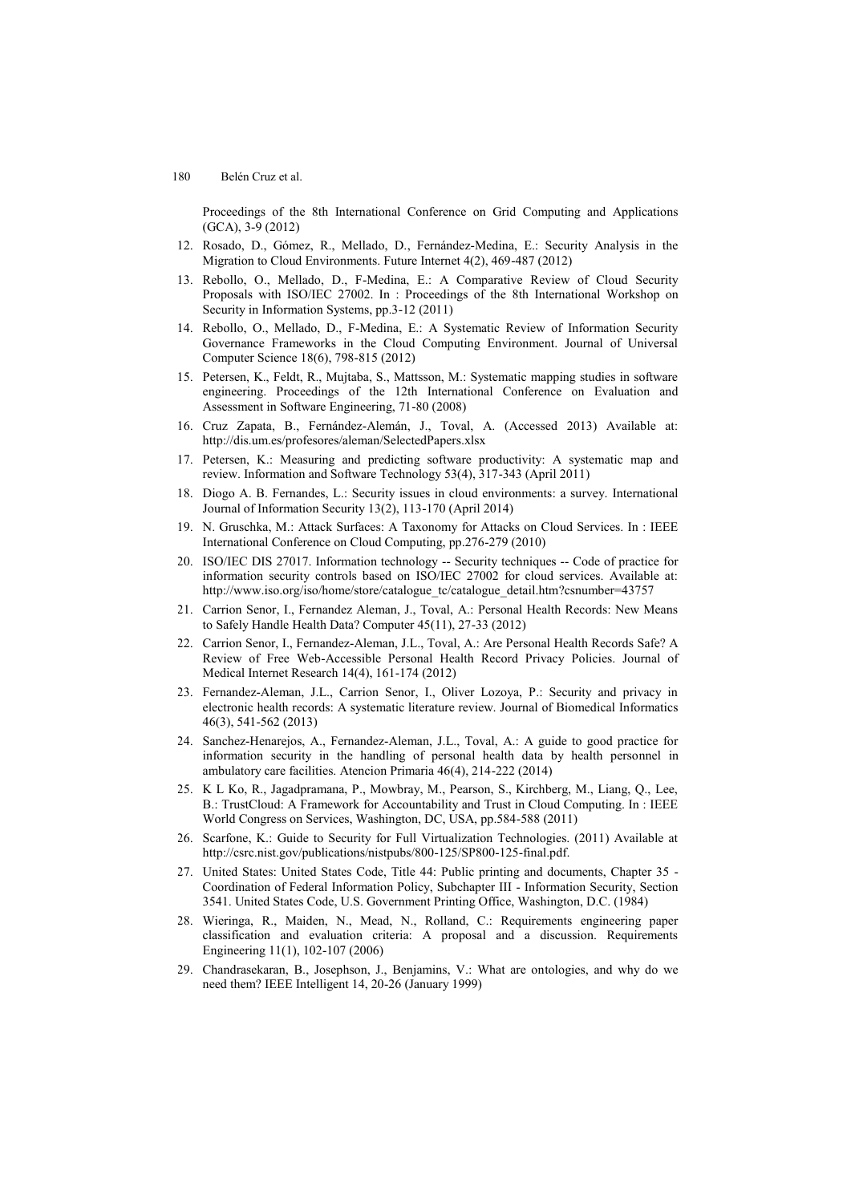Proceedings of the 8th International Conference on Grid Computing and Applications (GCA), 3-9 (2012)

12. Rosado, D., Gómez, R., Mellado, D., Fernández-Medina, E.: Security Analysis in the Migration to Cloud Environments. Future Internet 4(2), 469-487 (2012)
13. Rebollo, O., Mellado, D., F-Medina, E.: A Comparative Review of Cloud Security Proposals with ISO/IEC 27002. In : Proceedings of the 8th International Workshop on Security in Information Systems, pp.3-12 (2011)
14. Rebollo, O., Mellado, D., F-Medina, E.: A Systematic Review of Information Security Governance Frameworks in the Cloud Computing Environment. Journal of Universal Computer Science 18(6), 798-815 (2012)
15. Petersen, K., Feldt, R., Mujtaba, S., Mattsson, M.: Systematic mapping studies in software engineering. Proceedings of the 12th International Conference on Evaluation and Assessment in Software Engineering, 71-80 (2008)
16. Cruz Zapata, B., Fernández-Alemán, J., Toval, A. (Accessed 2013) Available at: http://dis.um.es/profesores/aleman/SelectedPapers.xlsx
17. Petersen, K.: Measuring and predicting software productivity: A systematic map and review. Information and Software Technology 53(4), 317-343 (April 2011)
18. Diogo A. B. Fernandes, L.: Security issues in cloud environments: a survey. International Journal of Information Security 13(2), 113-170 (April 2014)
19. N. Gruschka, M.: Attack Surfaces: A Taxonomy for Attacks on Cloud Services. In : IEEE International Conference on Cloud Computing, pp.276-279 (2010)
20. ISO/IEC DIS 27017. Information technology -- Security techniques -- Code of practice for information security controls based on ISO/IEC 27002 for cloud services. Available at: http://www.iso.org/iso/home/store/catalogue_tc/catalogue_detail.htm?csnumber=43757
21. Carrion Senor, I., Fernandez Aleman, J., Toval, A.: Personal Health Records: New Means to Safely Handle Health Data? Computer 45(11), 27-33 (2012)
22. Carrion Senor, I., Fernandez-Aleman, J.L., Toval, A.: Are Personal Health Records Safe? A Review of Free Web-Accessible Personal Health Record Privacy Policies. Journal of Medical Internet Research 14(4), 161-174 (2012)
23. Fernandez-Aleman, J.L., Carrion Senor, I., Oliver Lozoya, P.: Security and privacy in electronic health records: A systematic literature review. Journal of Biomedical Informatics 46(3), 541-562 (2013)
24. Sanchez-Henarejos, A., Fernandez-Aleman, J.L., Toval, A.: A guide to good practice for information security in the handling of personal health data by health personnel in ambulatory care facilities. Atencion Primaria 46(4), 214-222 (2014)
25. K L Ko, R., Jagadpramana, P., Mowbray, M., Pearson, S., Kirchberg, M., Liang, Q., Lee, B.: TrustCloud: A Framework for Accountability and Trust in Cloud Computing. In : IEEE World Congress on Services, Washington, DC, USA, pp.584-588 (2011)
26. Scarfone, K.: Guide to Security for Full Virtualization Technologies. (2011) Available at http://csrc.nist.gov/publications/nistpubs/800-125/SP800-125-final.pdf.
27. United States: United States Code, Title 44: Public printing and documents, Chapter 35 - Coordination of Federal Information Policy, Subchapter III - Information Security, Section 3541. United States Code, U.S. Government Printing Office, Washington, D.C. (1984)
28. Wieringa, R., Maiden, N., Mead, N., Rolland, C.: Requirements engineering paper classification and evaluation criteria: A proposal and a discussion. Requirements Engineering 11(1), 102-107 (2006)
29. Chandrasekaran, B., Josephson, J., Benjamins, V.: What are ontologies, and why do we need them? IEEE Intelligent 14, 20-26 (January 1999)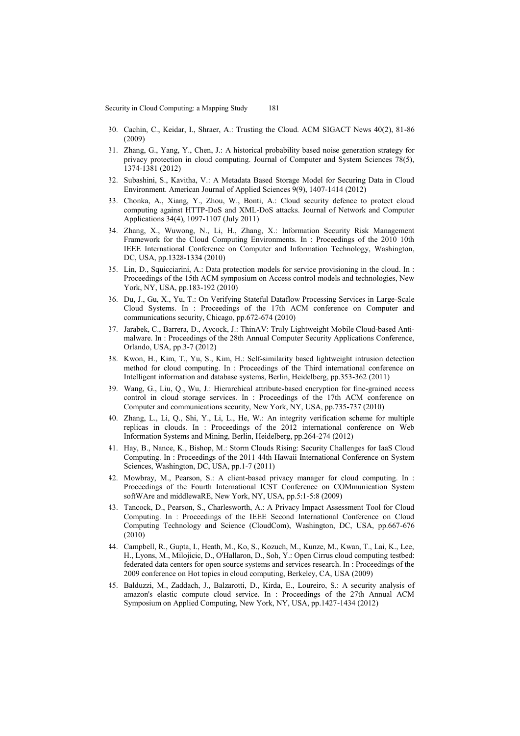30. Cachin, C., Keidar, I., Shraer, A.: Trusting the Cloud. ACM SIGACT News 40(2), 81-86 (2009)
31. Zhang, G., Yang, Y., Chen, J.: A historical probability based noise generation strategy for privacy protection in cloud computing. Journal of Computer and System Sciences 78(5), 1374-1381 (2012)
32. Subashini, S., Kavitha, V.: A Metadata Based Storage Model for Securing Data in Cloud Environment. American Journal of Applied Sciences 9(9), 1407-1414 (2012)
33. Chonka, A., Xiang, Y., Zhou, W., Bonti, A.: Cloud security defence to protect cloud computing against HTTP-DoS and XML-DoS attacks. Journal of Network and Computer Applications 34(4), 1097-1107 (July 2011)
34. Zhang, X., Wuwong, N., Li, H., Zhang, X.: Information Security Risk Management Framework for the Cloud Computing Environments. In : Proceedings of the 2010 10th IEEE International Conference on Computer and Information Technology, Washington, DC, USA, pp.1328-1334 (2010)
35. Lin, D., Squicciarini, A.: Data protection models for service provisioning in the cloud. In : Proceedings of the 15th ACM symposium on Access control models and technologies, New York, NY, USA, pp.183-192 (2010)
36. Du, J., Gu, X., Yu, T.: On Verifying Stateful Dataflow Processing Services in Large-Scale Cloud Systems. In : Proceedings of the 17th ACM conference on Computer and communications security, Chicago, pp.672-674 (2010)
37. Jarabek, C., Barrera, D., Aycock, J.: ThinAV: Truly Lightweight Mobile Cloud-based Anti-malware. In : Proceedings of the 28th Annual Computer Security Applications Conference, Orlando, USA, pp.3-7 (2012)
38. Kwon, H., Kim, T., Yu, S., Kim, H.: Self-similarity based lightweight intrusion detection method for cloud computing. In : Proceedings of the Third international conference on Intelligent information and database systems, Berlin, Heidelberg, pp.353-362 (2011)
39. Wang, G., Liu, Q., Wu, J.: Hierarchical attribute-based encryption for fine-grained access control in cloud storage services. In : Proceedings of the 17th ACM conference on Computer and communications security, New York, NY, USA, pp.735-737 (2010)
40. Zhang, L., Li, Q., Shi, Y., Li, L., He, W.: An integrity verification scheme for multiple replicas in clouds. In : Proceedings of the 2012 international conference on Web Information Systems and Mining, Berlin, Heidelberg, pp.264-274 (2012)
41. Hay, B., Nance, K., Bishop, M.: Storm Clouds Rising: Security Challenges for IaaS Cloud Computing. In : Proceedings of the 2011 44th Hawaii International Conference on System Sciences, Washington, DC, USA, pp.1-7 (2011)
42. Mowbray, M., Pearson, S.: A client-based privacy manager for cloud computing. In : Proceedings of the Fourth International ICST Conference on COMmunication System softWAre and middlewaRE, New York, NY, USA, pp.5:1-5:8 (2009)
43. Tancock, D., Pearson, S., Charlesworth, A.: A Privacy Impact Assessment Tool for Cloud Computing. In : Proceedings of the IEEE Second International Conference on Cloud Computing Technology and Science (CloudCom), Washington, DC, USA, pp.667-676 (2010)
44. Campbell, R., Gupta, I., Heath, M., Ko, S., Kozuch, M., Kunze, M., Kwan, T., Lai, K., Lee, H., Lyons, M., Milojicic, D., O'Hallaron, D., Soh, Y.: Open Cirrus cloud computing testbed: federated data centers for open source systems and services research. In : Proceedings of the 2009 conference on Hot topics in cloud computing, Berkeley, CA, USA (2009)
45. Balduzzi, M., Zaddach, J., Balzarotti, D., Kirda, E., Loureiro, S.: A security analysis of amazon's elastic compute cloud service. In : Proceedings of the 27th Annual ACM Symposium on Applied Computing, New York, NY, USA, pp.1427-1434 (2012)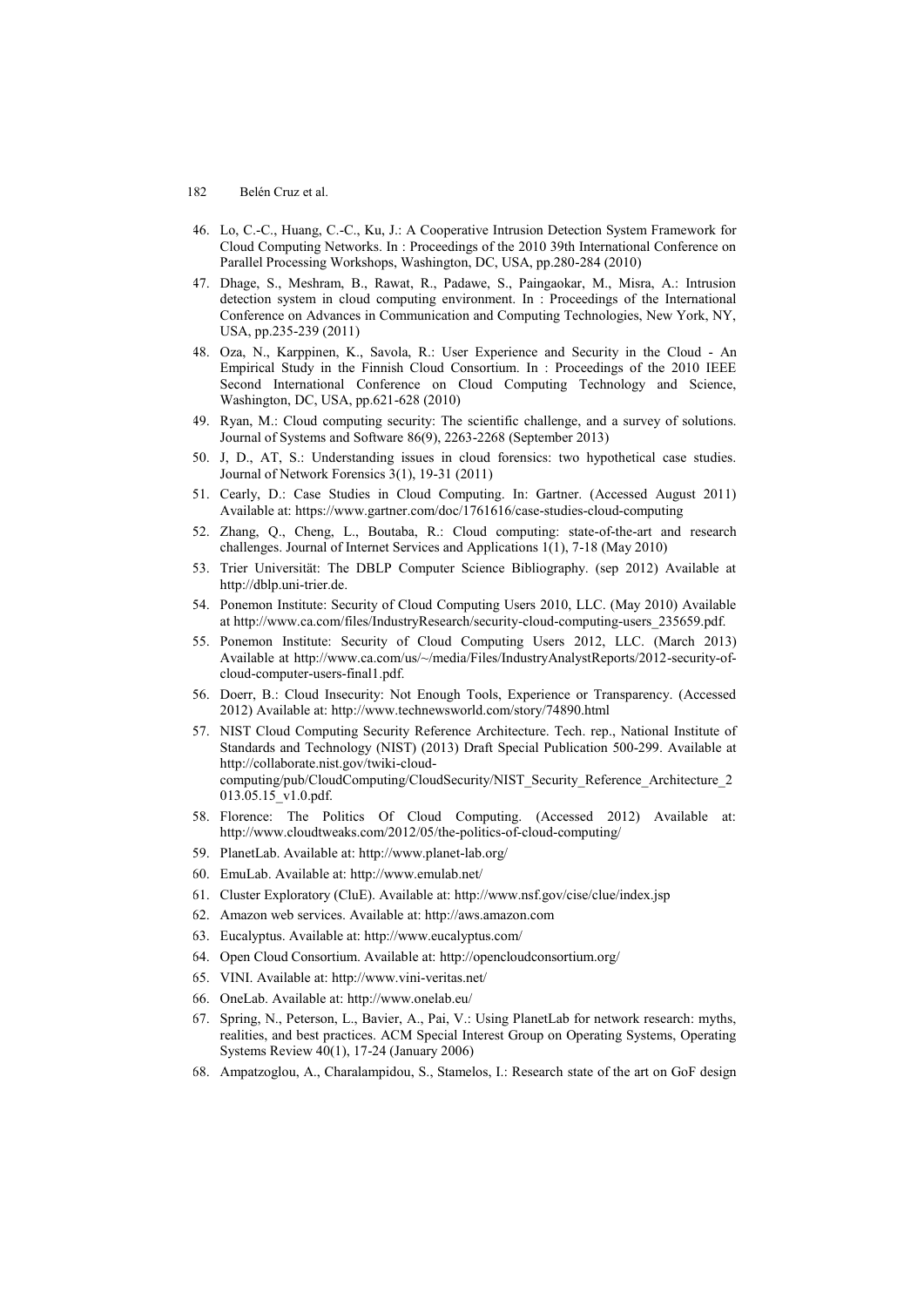46. Lo, C.-C., Huang, C.-C., Ku, J.: A Cooperative Intrusion Detection System Framework for Cloud Computing Networks. In : Proceedings of the 2010 39th International Conference on Parallel Processing Workshops, Washington, DC, USA, pp.280-284 (2010)
47. Dhage, S., Meshram, B., Rawat, R., Padawe, S., Paingaokar, M., Misra, A.: Intrusion detection system in cloud computing environment. In : Proceedings of the International Conference on Advances in Communication and Computing Technologies, New York, NY, USA, pp.235-239 (2011)
48. Oza, N., Karppinen, K., Savola, R.: User Experience and Security in the Cloud - An Empirical Study in the Finnish Cloud Consortium. In : Proceedings of the 2010 IEEE Second International Conference on Cloud Computing Technology and Science, Washington, DC, USA, pp.621-628 (2010)
49. Ryan, M.: Cloud computing security: The scientific challenge, and a survey of solutions. Journal of Systems and Software 86(9), 2263-2268 (September 2013)
50. J, D., AT, S.: Understanding issues in cloud forensics: two hypothetical case studies. Journal of Network Forensics 3(1), 19-31 (2011)
51. Cearly, D.: Case Studies in Cloud Computing. In: Gartner. (Accessed August 2011) Available at: https://www.gartner.com/doc/1761616/case-studies-cloud-computing
52. Zhang, Q., Cheng, L., Boutaba, R.: Cloud computing: state-of-the-art and research challenges. Journal of Internet Services and Applications 1(1), 7-18 (May 2010)
53. Trier Universität: The DBLP Computer Science Bibliography. (sep 2012) Available at http://dblp.uni-trier.de.
54. Ponemon Institute: Security of Cloud Computing Users 2010, LLC. (May 2010) Available at http://www.ca.com/files/IndustryResearch/security-cloud-computing-users_235659.pdf.
55. Ponemon Institute: Security of Cloud Computing Users 2012, LLC. (March 2013) Available at http://www.ca.com/us/~/media/Files/IndustryAnalystReports/2012-security-of-cloud-computer-users-final1.pdf.
56. Doerr, B.: Cloud Insecurity: Not Enough Tools, Experience or Transparency. (Accessed 2012) Available at: http://www.technewsworld.com/story/74890.html
57. NIST Cloud Computing Security Reference Architecture. Tech. rep., National Institute of Standards and Technology (NIST) (2013) Draft Special Publication 500-299. Available at http://collaborate.nist.gov/twiki-cloud-computing/pub/CloudComputing/CloudSecurity/NIST_Security_Reference_Architecture_2013.05.15_v1.0.pdf.
58. Florence: The Politics Of Cloud Computing. (Accessed 2012) Available at: http://www.cloudtweaks.com/2012/05/the-politics-of-cloud-computing/
59. PlanetLab. Available at: http://www.planet-lab.org/
60. EmuLab. Available at: http://www.emulab.net/
61. Cluster Exploratory (CluE). Available at: http://www.nsf.gov/cise/clue/index.jsp
62. Amazon web services. Available at: http://aws.amazon.com
63. Eucalyptus. Available at: http://www.eucalyptus.com/
64. Open Cloud Consortium. Available at: http://opencloudconsortium.org/
65. VINI. Available at: http://www.vini-veritas.net/
66. OneLab. Available at: http://www.onelab.eu/
67. Spring, N., Peterson, L., Bavier, A., Pai, V.: Using PlanetLab for network research: myths, realities, and best practices. ACM Special Interest Group on Operating Systems, Operating Systems Review 40(1), 17-24 (January 2006)
68. Ampatzoglou, A., Charalampidou, S., Stamelos, I.: Research state of the art on GoF design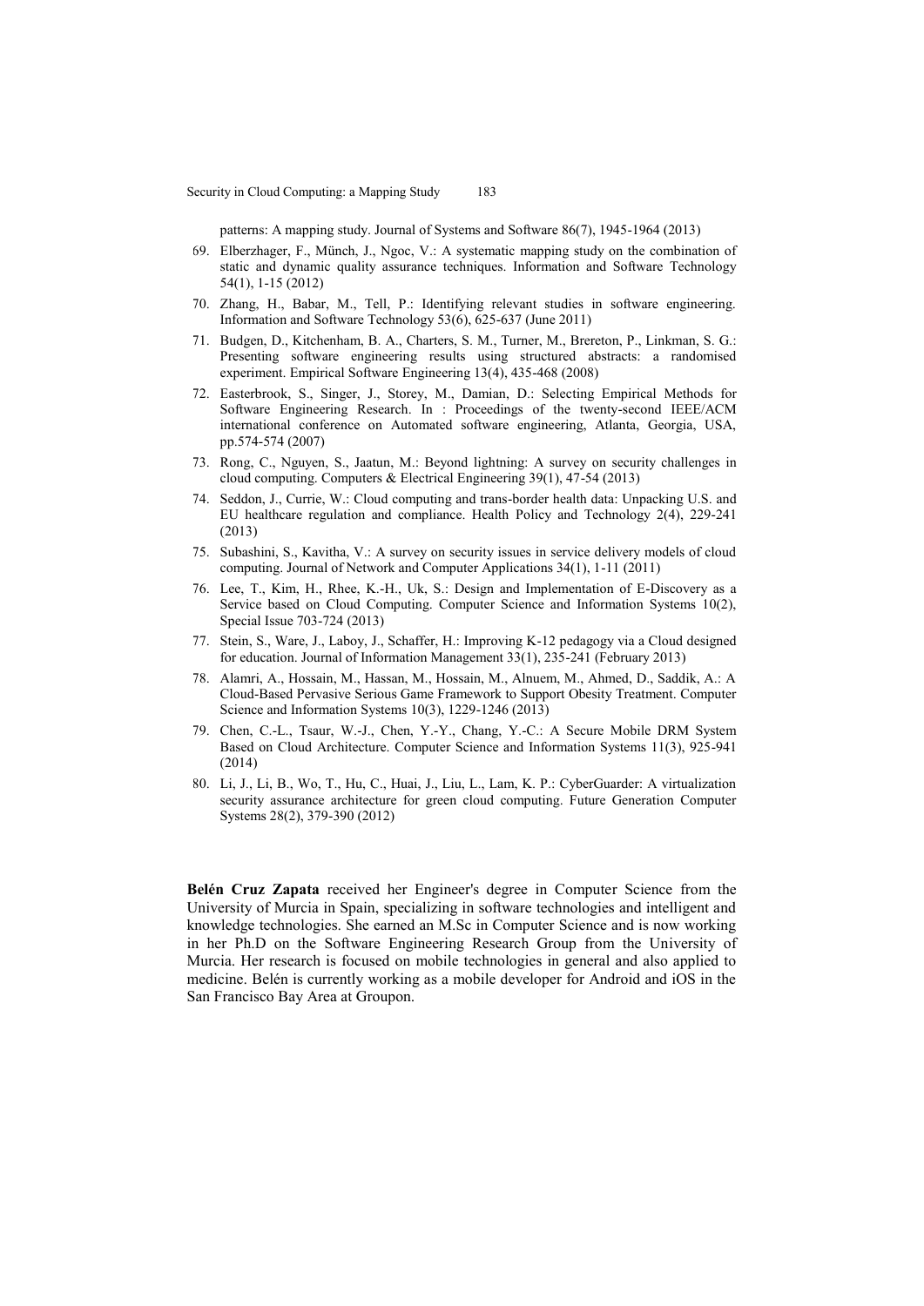patterns: A mapping study. Journal of Systems and Software 86(7), 1945-1964 (2013)

69. Elberzhager, F., Münch, J., Ngoc, V.: A systematic mapping study on the combination of static and dynamic quality assurance techniques. Information and Software Technology 54(1), 1-15 (2012)
70. Zhang, H., Babar, M., Tell, P.: Identifying relevant studies in software engineering. Information and Software Technology 53(6), 625-637 (June 2011)
71. Budgen, D., Kitchenham, B. A., Charters, S. M., Turner, M., Brereton, P., Linkman, S. G.: Presenting software engineering results using structured abstracts: a randomised experiment. Empirical Software Engineering 13(4), 435-468 (2008)
72. Easterbrook, S., Singer, J., Storey, M., Damian, D.: Selecting Empirical Methods for Software Engineering Research. In : Proceedings of the twenty-second IEEE/ACM international conference on Automated software engineering, Atlanta, Georgia, USA, pp.574-574 (2007)
73. Rong, C., Nguyen, S., Jaatun, M.: Beyond lightning: A survey on security challenges in cloud computing. Computers & Electrical Engineering 39(1), 47-54 (2013)
74. Seddon, J., Currie, W.: Cloud computing and trans-border health data: Unpacking U.S. and EU healthcare regulation and compliance. Health Policy and Technology 2(4), 229-241 (2013)
75. Subashini, S., Kavitha, V.: A survey on security issues in service delivery models of cloud computing. Journal of Network and Computer Applications 34(1), 1-11 (2011)
76. Lee, T., Kim, H., Rhee, K.-H., Uk, S.: Design and Implementation of E-Discovery as a Service based on Cloud Computing. Computer Science and Information Systems 10(2), Special Issue 703-724 (2013)
77. Stein, S., Ware, J., Laboy, J., Schaffer, H.: Improving K-12 pedagogy via a Cloud designed for education. Journal of Information Management 33(1), 235-241 (February 2013)
78. Alamri, A., Hossain, M., Hassan, M., Hossain, M., Alnuem, M., Ahmed, D., Saddik, A.: A Cloud-Based Pervasive Serious Game Framework to Support Obesity Treatment. Computer Science and Information Systems 10(3), 1229-1246 (2013)
79. Chen, C.-L., Tsaur, W.-J., Chen, Y.-Y., Chang, Y.-C.: A Secure Mobile DRM System Based on Cloud Architecture. Computer Science and Information Systems 11(3), 925-941 (2014)
80. Li, J., Li, B., Wo, T., Hu, C., Huai, J., Liu, L., Lam, K. P.: CyberGuarder: A virtualization security assurance architecture for green cloud computing. Future Generation Computer Systems 28(2), 379-390 (2012)

**Belén Cruz Zapata** received her Engineer's degree in Computer Science from the University of Murcia in Spain, specializing in software technologies and intelligent and knowledge technologies. She earned an M.Sc in Computer Science and is now working in her Ph.D on the Software Engineering Research Group from the University of Murcia. Her research is focused on mobile technologies in general and also applied to medicine. Belén is currently working as a mobile developer for Android and iOS in the San Francisco Bay Area at Groupon.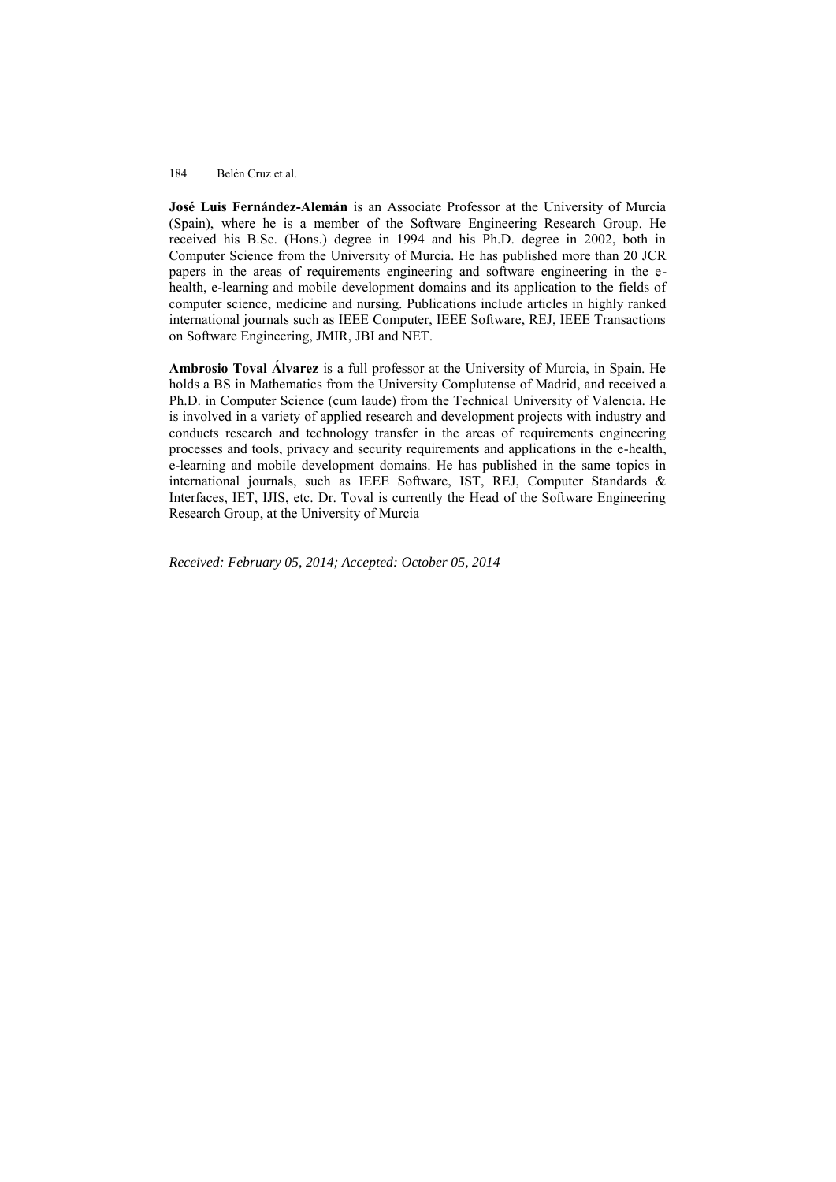**José Luis Fernández-Alemán** is an Associate Professor at the University of Murcia (Spain), where he is a member of the Software Engineering Research Group. He received his B.Sc. (Hons.) degree in 1994 and his Ph.D. degree in 2002, both in Computer Science from the University of Murcia. He has published more than 20 JCR papers in the areas of requirements engineering and software engineering in the e-health, e-learning and mobile development domains and its application to the fields of computer science, medicine and nursing. Publications include articles in highly ranked international journals such as IEEE Computer, IEEE Software, REJ, IEEE Transactions on Software Engineering, JMIR, JBI and NET.

**Ambrosio Toval Álvarez** is a full professor at the University of Murcia, in Spain. He holds a BS in Mathematics from the University Complutense of Madrid, and received a Ph.D. in Computer Science (cum laude) from the Technical University of Valencia. He is involved in a variety of applied research and development projects with industry and conducts research and technology transfer in the areas of requirements engineering processes and tools, privacy and security requirements and applications in the e-health, e-learning and mobile development domains. He has published in the same topics in international journals, such as IEEE Software, IST, REJ, Computer Standards & Interfaces, IET, IJIS, etc. Dr. Toval is currently the Head of the Software Engineering Research Group, at the University of Murcia

*Received: February 05, 2014; Accepted: October 05, 2014*